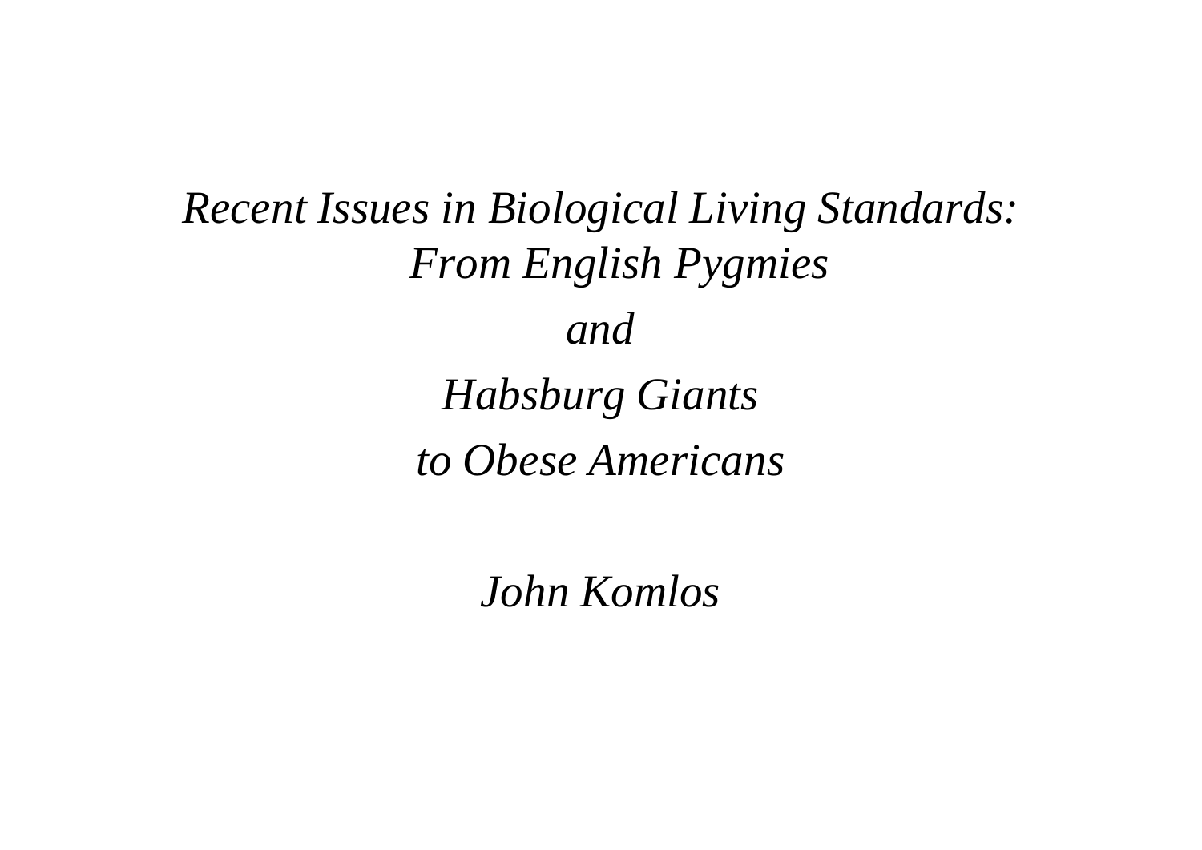# *Recent Issues in Biological Living Standards: From English Pygmies*

*and*

*Habsburg Giants*

*to Obese Americans*

*John Komlos*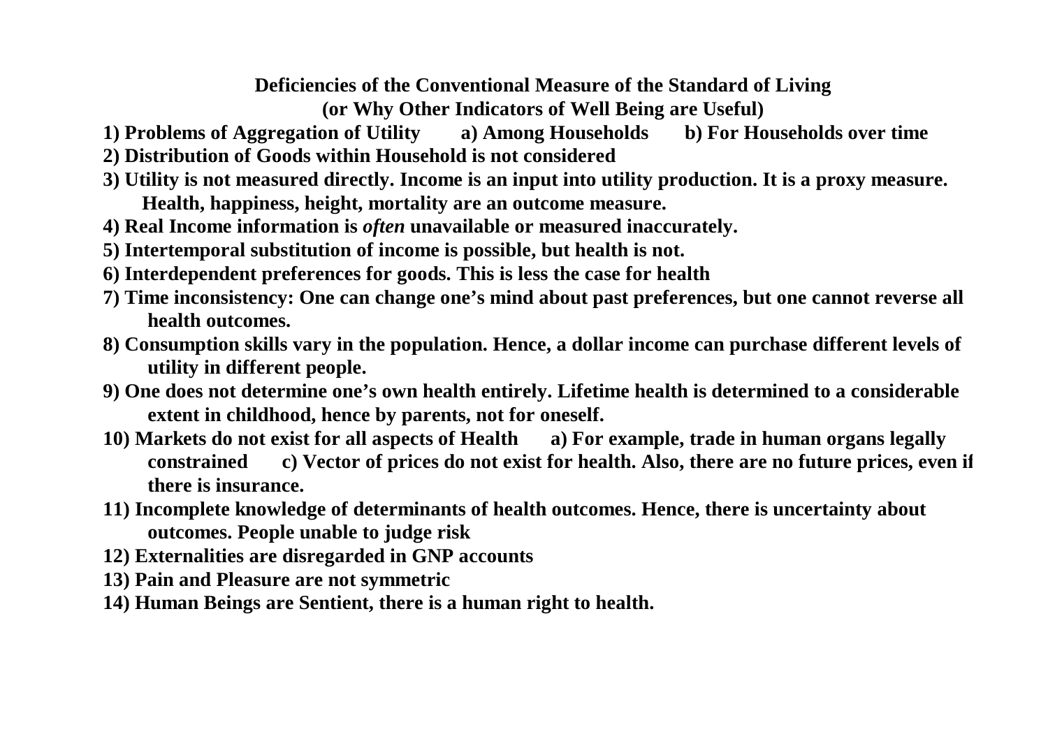**Deficiencies of the Conventional Measure of the Standard of Living**
**(or Why Other Indicators of Well Being are Useful)**

**1) Problems of Aggregation of Utility a) Among Households b) For Households over time**

**2) Distribution of Goods within Household is not considered**

**3) Utility is not measured directly. Income is an input into utility production. It is a proxy measure. Health, happiness, height, mortality are an outcome measure.**

**4) Real Income information is *often* unavailable or measured inaccurately.**

**5) Intertemporal substitution of income is possible, but health is not.**

**6) Interdependent preferences for goods. This is less the case for health**

**7) Time inconsistency: One can change one's mind about past preferences, but one cannot reverse all health outcomes.**

**8) Consumption skills vary in the population. Hence, a dollar income can purchase different levels of utility in different people.**

**9) One does not determine one's own health entirely. Lifetime health is determined to a considerable extent in childhood, hence by parents, not for oneself.**

**10) Markets do not exist for all aspects of Health a) For example, trade in human organs legally constrained c) Vector of prices do not exist for health. Also, there are no future prices, even if there is insurance.**

**11) Incomplete knowledge of determinants of health outcomes. Hence, there is uncertainty about outcomes. People unable to judge risk**

**12) Externalities are disregarded in GNP accounts**

**13) Pain and Pleasure are not symmetric**

**14) Human Beings are Sentient, there is a human right to health.**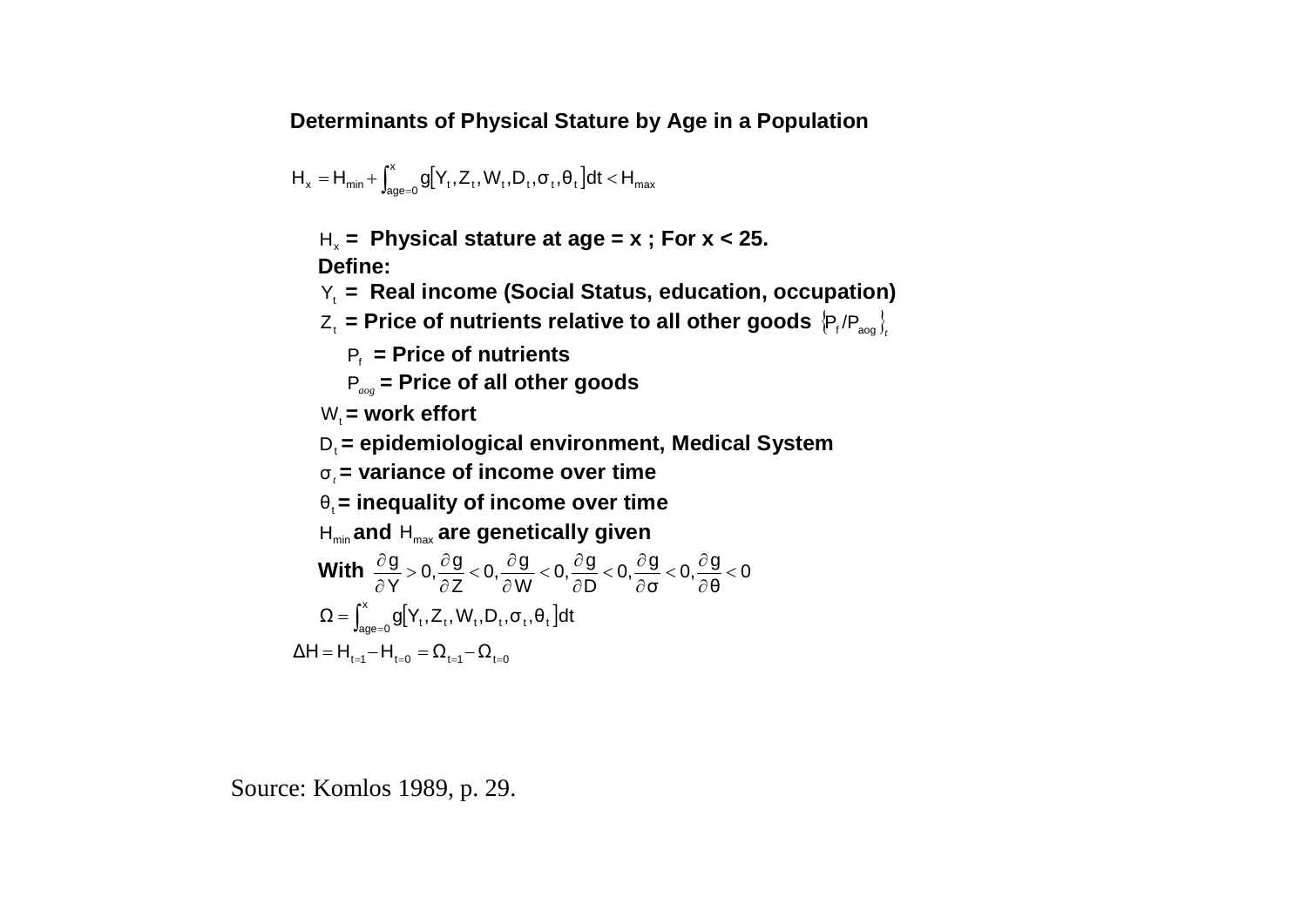**Determinants of Physical Stature by Age in a Population**

$$H_x = H_{min} + \int_{age=0}^{x} g\left[Y_t, Z_t, W_t, D_t, \sigma_t, \theta_t\right] dt < H_{max}$$

$H_x$ **= Physical stature at age = x ; For x < 25.**

**Define:**

$Y_t$ **= Real income (Social Status, education, occupation)**

$Z_t$ **= Price of nutrients relative to all other goods** $\left\{P_f / P_{aog}\right\}_t$

$P_f$ **= Price of nutrients**

$P_{aog}$ **= Price of all other goods**

$W_t$ **= work effort**

$D_t$ **= epidemiological environment, Medical System**

$\sigma_t$ **= variance of income over time**

$\theta_t$ **= inequality of income over time**

$H_{min}$ **and** $H_{max}$ **are genetically given**

**With** $\frac{\partial g}{\partial Y} > 0, \frac{\partial g}{\partial Z} < 0, \frac{\partial g}{\partial W} < 0, \frac{\partial g}{\partial D} < 0, \frac{\partial g}{\partial \sigma} < 0, \frac{\partial g}{\partial \theta} < 0$

$$\Omega = \int_{age=0}^{x} g\left[Y_t, Z_t, W_t, D_t, \sigma_t, \theta_t\right] dt$$

$$\Delta H = H_{t=1} - H_{t=0} = \Omega_{t=1} - \Omega_{t=0}$$

Source: Komlos 1989, p. 29.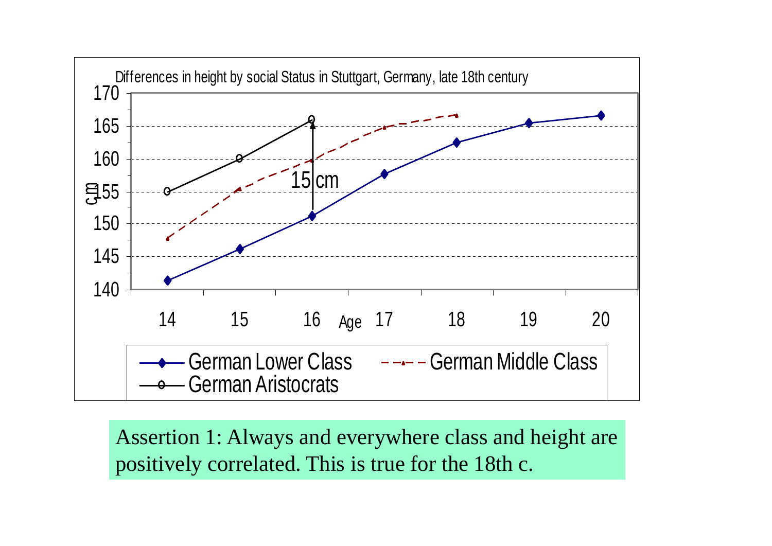Differences in height by social Status in Stuttgart, Germany, late 18th century

| Age | German Lower Class (cm) | German Middle Class (cm) | German Aristocrats (cm) |
|---|---|---|---|
| 14 | 141.4 | 147.8 | 155 |
| 15 | 146.2 | 155.5 | 160 |
| 16 | 151.2 | 159.8 | 166 |
| 17 | 157.7 | 164.8 | |
| 18 | 162.5 | 166.7 | |
| 19 | 165.5 | | |
| 20 | 166.6 | | |

(Values are approximate readings from the chart. The chart marks a 15 cm difference between German Lower Class and German Aristocrats at age 16.)

Assertion 1: Always and everywhere class and height are positively correlated. This is true for the 18th c.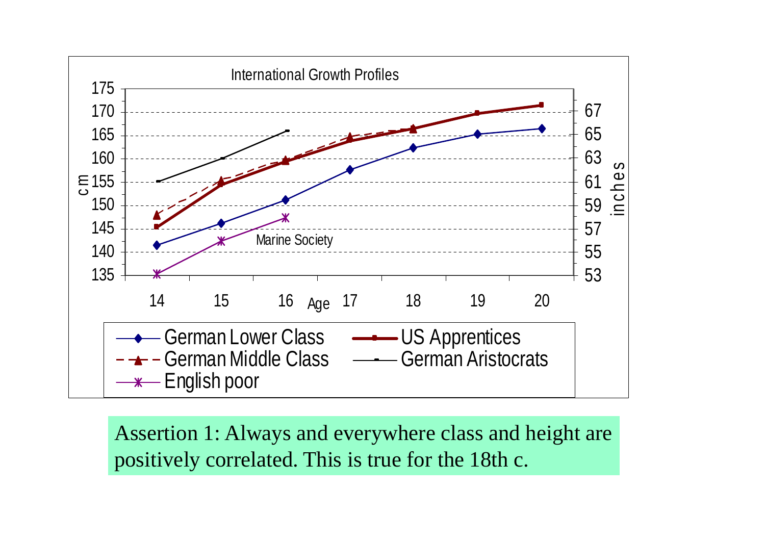International Growth Profiles

| Age | German Lower Class | German Middle Class | US Apprentices | German Aristocrats | English poor |
|---|---|---|---|---|---|
| 14 | 141.5 | 148 | 145.5 | 155 | 135.3 |
| 15 | 146.2 | 155.3 | 154.7 | 160 | 142.3 |
| 16 | 151.2 | 159.7 | 159.3 | 166 | 147.3 |
| 17 | 157.7 | 164.7 | 164 | | |
| 18 | 162.3 | 166.5 | 166.3 | | |
| 19 | 165.3 | | 169.8 | | |
| 20 | 166.5 | | 171.5 | | |

Marine Society

Assertion 1: Always and everywhere class and height are positively correlated. This is true for the 18th c.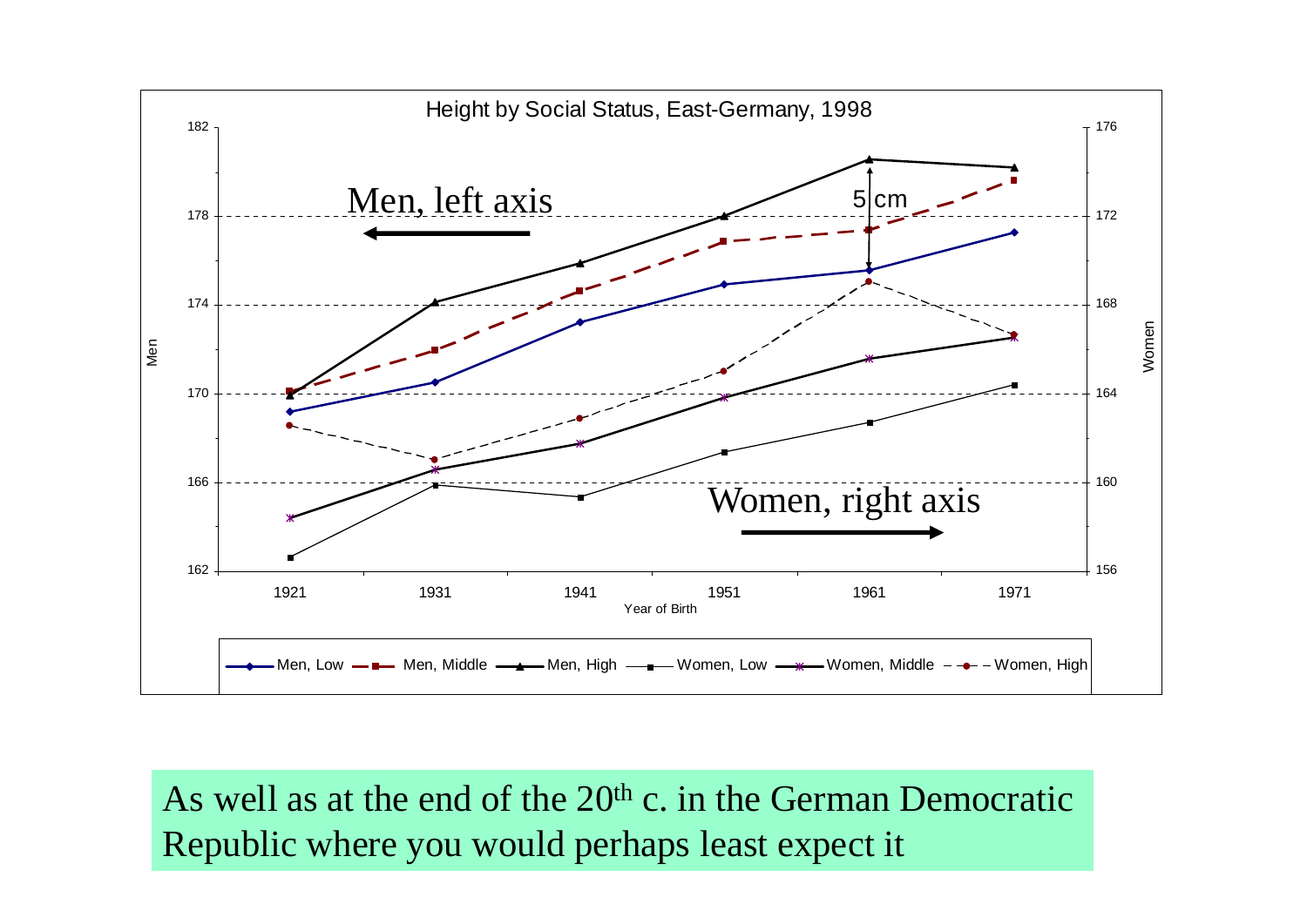Height by Social Status, East-Germany, 1998

Men, left axis

Women, right axis

5 cm

Men

Women

Year of Birth

Men, Low — Men, Middle — Men, High — Women, Low — Women, Middle — Women, High

As well as at the end of the 20th c. in the German Democratic Republic where you would perhaps least expect it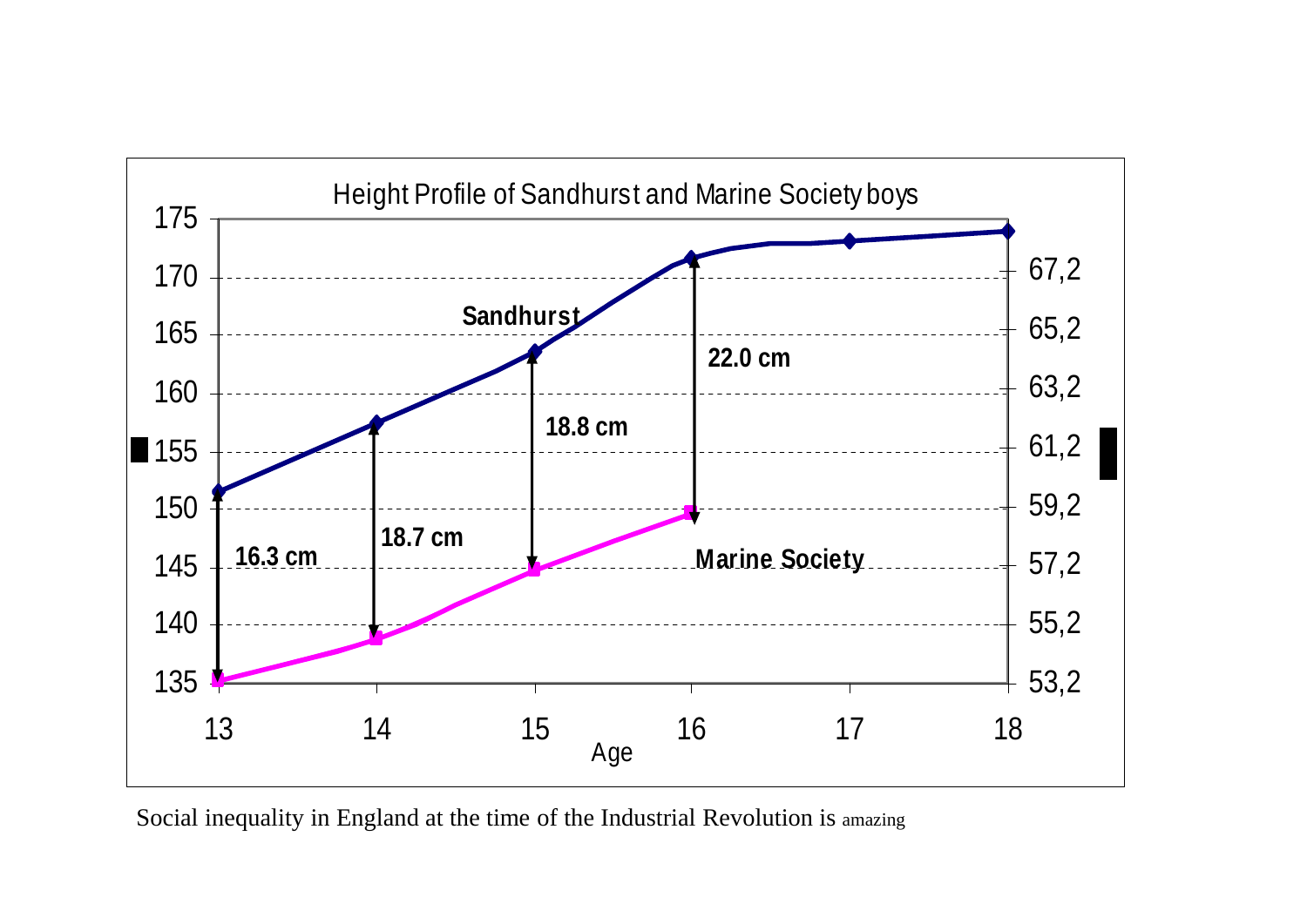Height Profile of Sandhurst and Marine Society boys

Social inequality in England at the time of the Industrial Revolution is amazing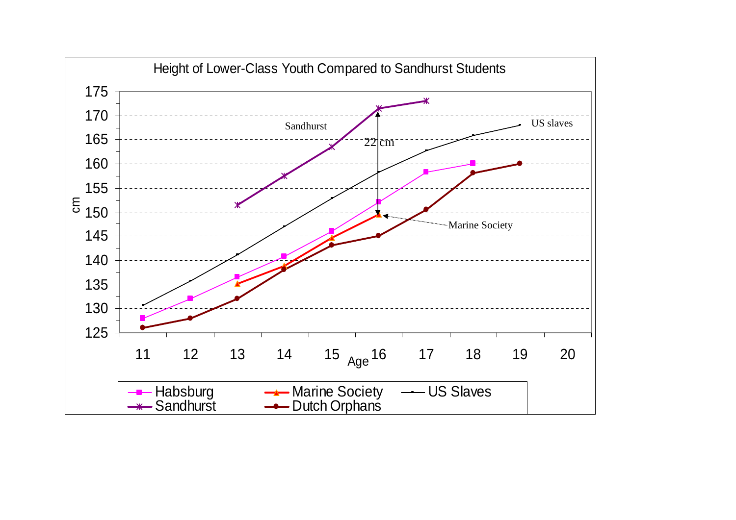Height of Lower-Class Youth Compared to Sandhurst Students

175
170
165
160
155
150
145
140
135
130
125

cm

Sandhurst

22 cm

US slaves

Marine Society

11 12 13 14 15 16 17 18 19 20

Age

Habsburg
Sandhurst
Marine Society
Dutch Orphans
US Slaves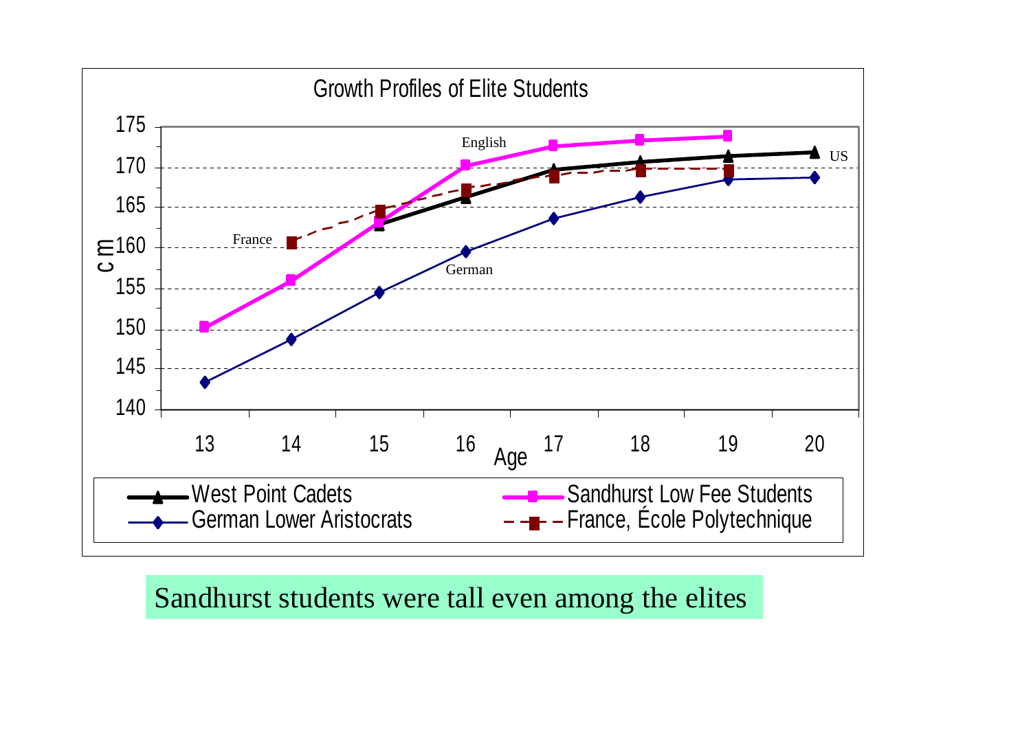## Growth Profiles of Elite Students

| Age | West Point Cadets | Sandhurst Low Fee Students | German Lower Aristocrats | France, École Polytechnique |
|---|---|---|---|---|
| 13 | | 150.3 | 143.4 | |
| 14 | | 156.0 | 148.7 | 160.6 |
| 15 | 162.8 | 163.1 | 154.5 | 164.6 |
| 16 | 166.2 | 170.2 | 159.6 | 167.2 |
| 17 | 169.7 | 172.6 | 163.6 | 168.9 |
| 18 | 170.7 | 173.3 | 166.3 | 169.7 |
| 19 | 171.4 | 173.8 | 168.5 | 169.7 |
| 20 | 171.9 | | 168.7 | |

Sandhurst students were tall even among the elites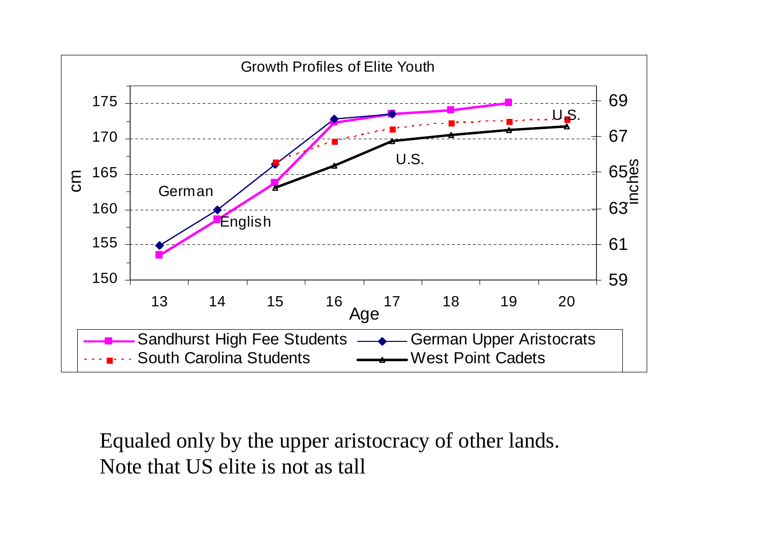Growth Profiles of Elite Youth

Equaled only by the upper aristocracy of other lands.
Note that US elite is not as tall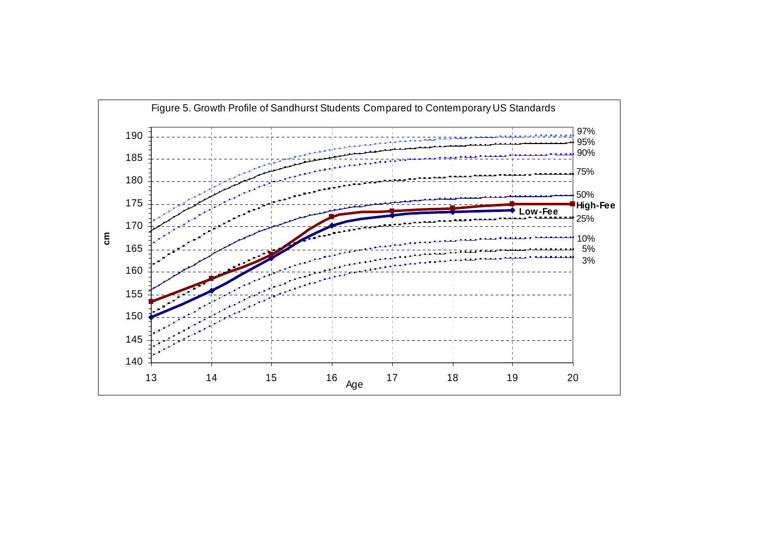Figure 5. Growth Profile of Sandhurst Students Compared to Contemporary US Standards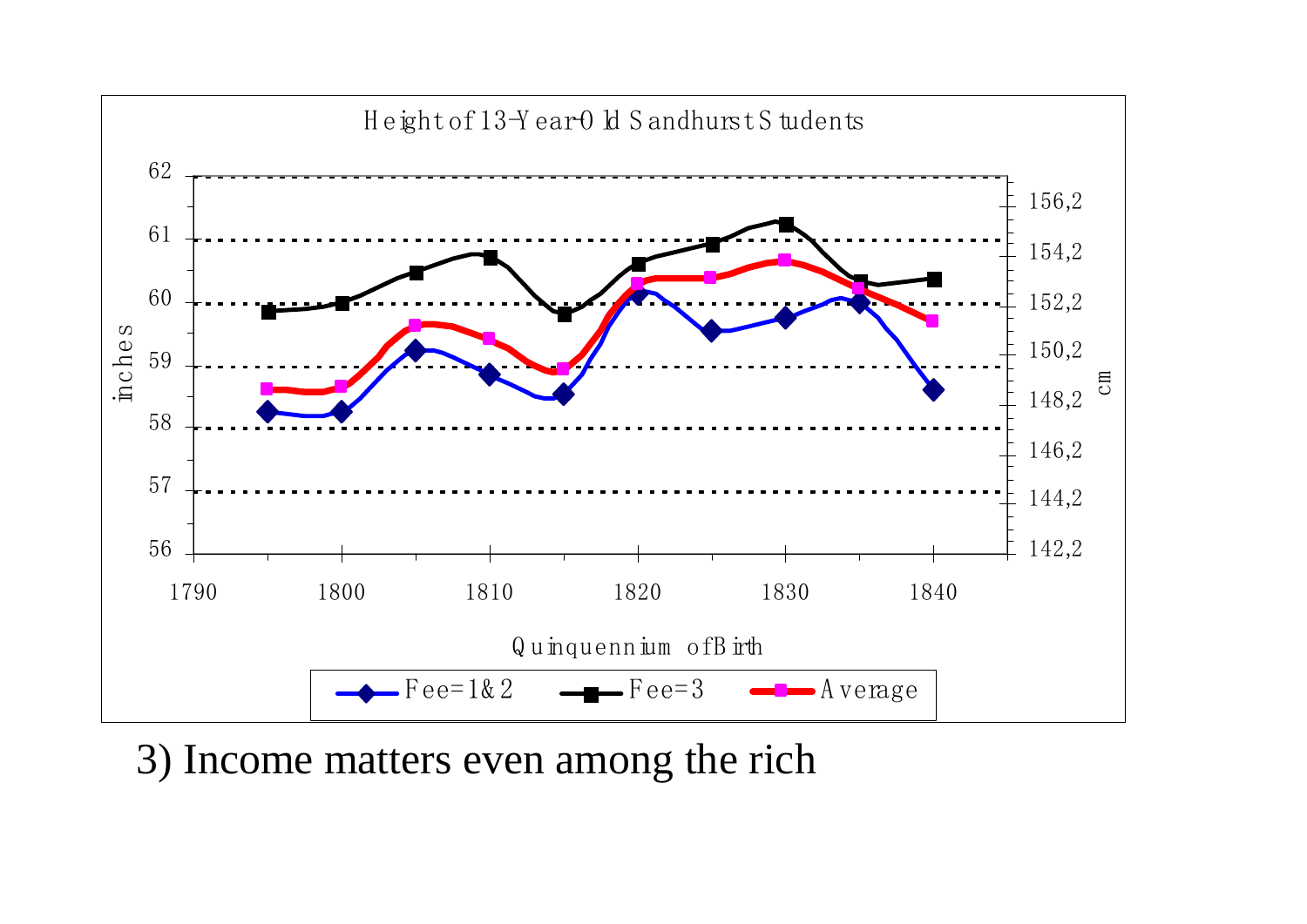Height of 13-Year-Old Sandhurst Students

| | 1790 | 1800 | 1810 | 1820 | 1830 | 1840 |
|---|---|---|---|---|---|---|

inches (56–62) / cm (142,2–156,2)

Quinquennium of Birth

Fee=1&2 — Fee=3 — Average

3) Income matters even among the rich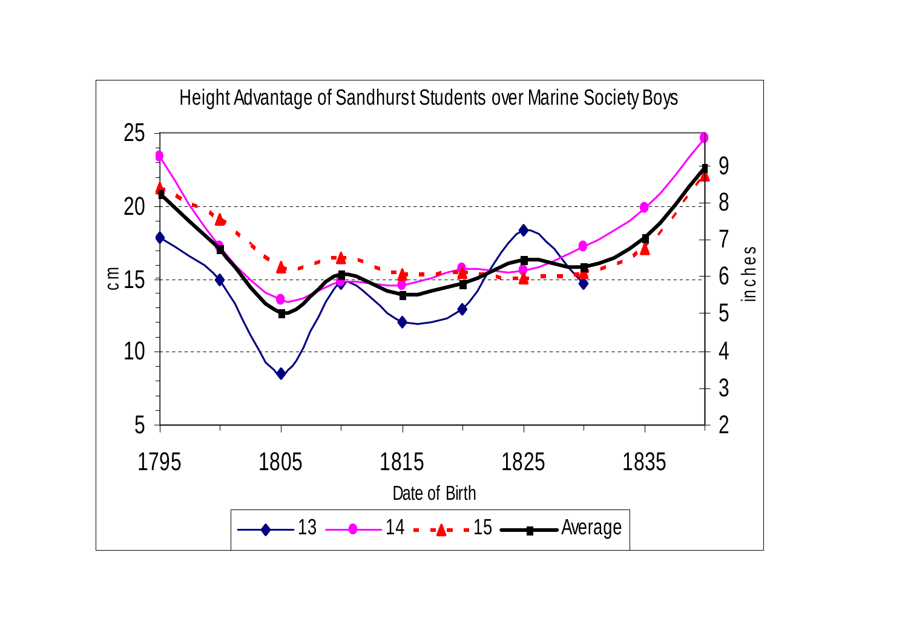Height Advantage of Sandhurst Students over Marine Society Boys

cm | inches

Date of Birth

13 — 14 — 15 — Average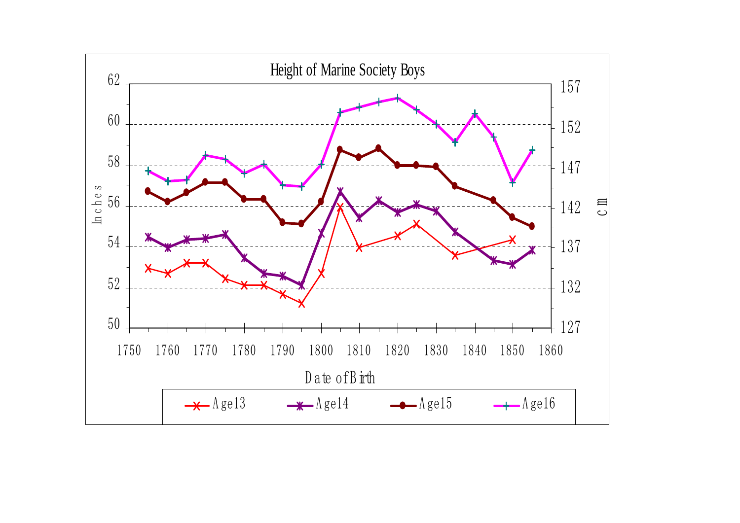Height of Marine Society Boys

Inches

cm

Date of Birth

Age13 — Age14 — Age15 — Age16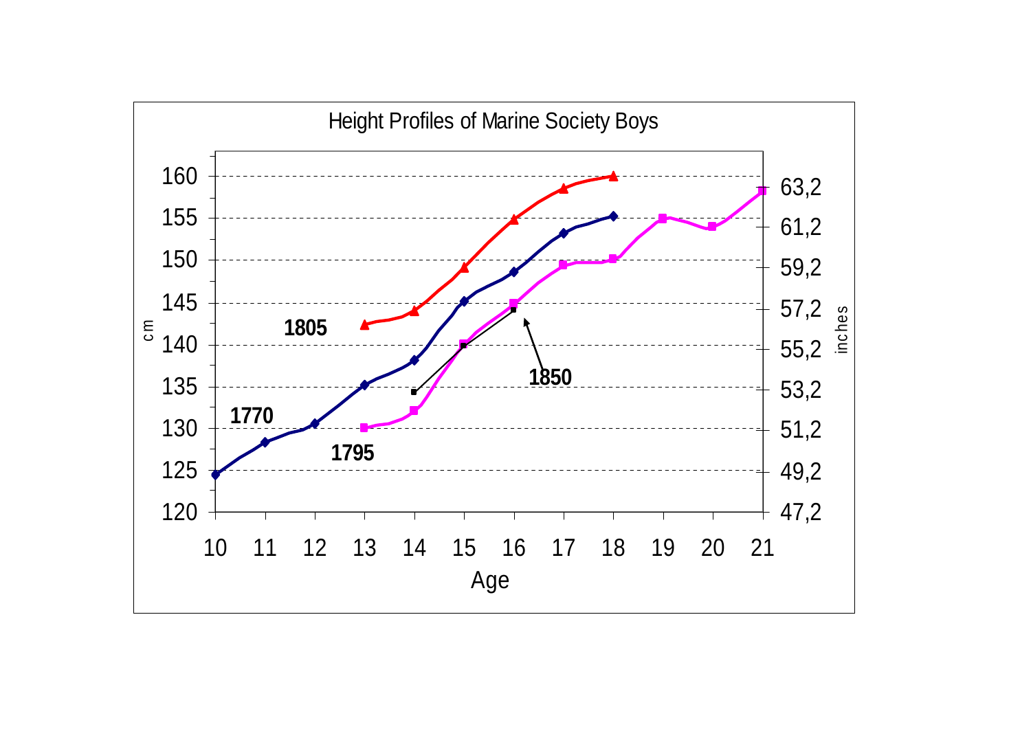Height Profiles of Marine Society Boys

cm

160
155
150
145
140
135
130
125
120

63,2
61,2
59,2
57,2
55,2
53,2
51,2
49,2
47,2

inches

1805

1770

1795

1850

10 11 12 13 14 15 16 17 18 19 20 21

Age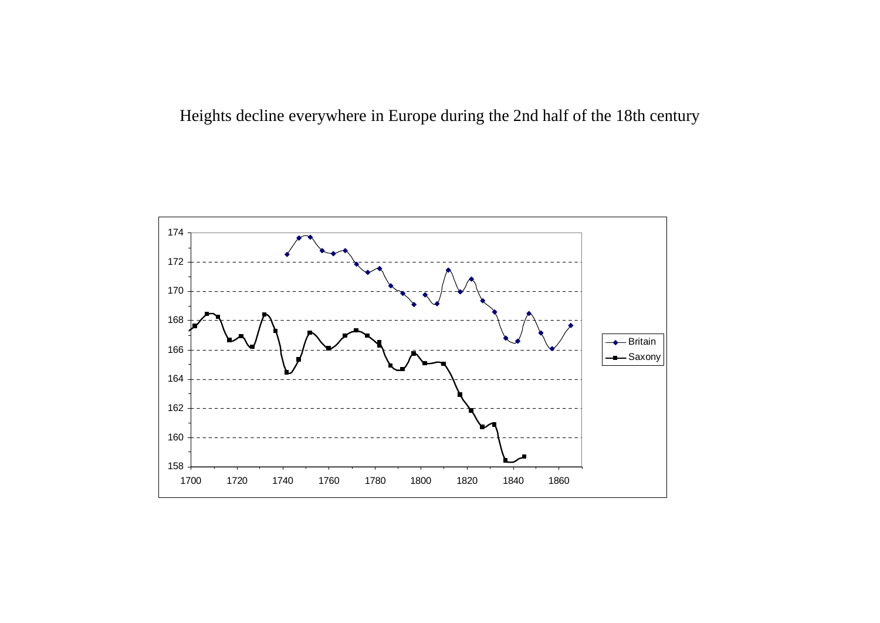Heights decline everywhere in Europe during the 2nd half of the 18th century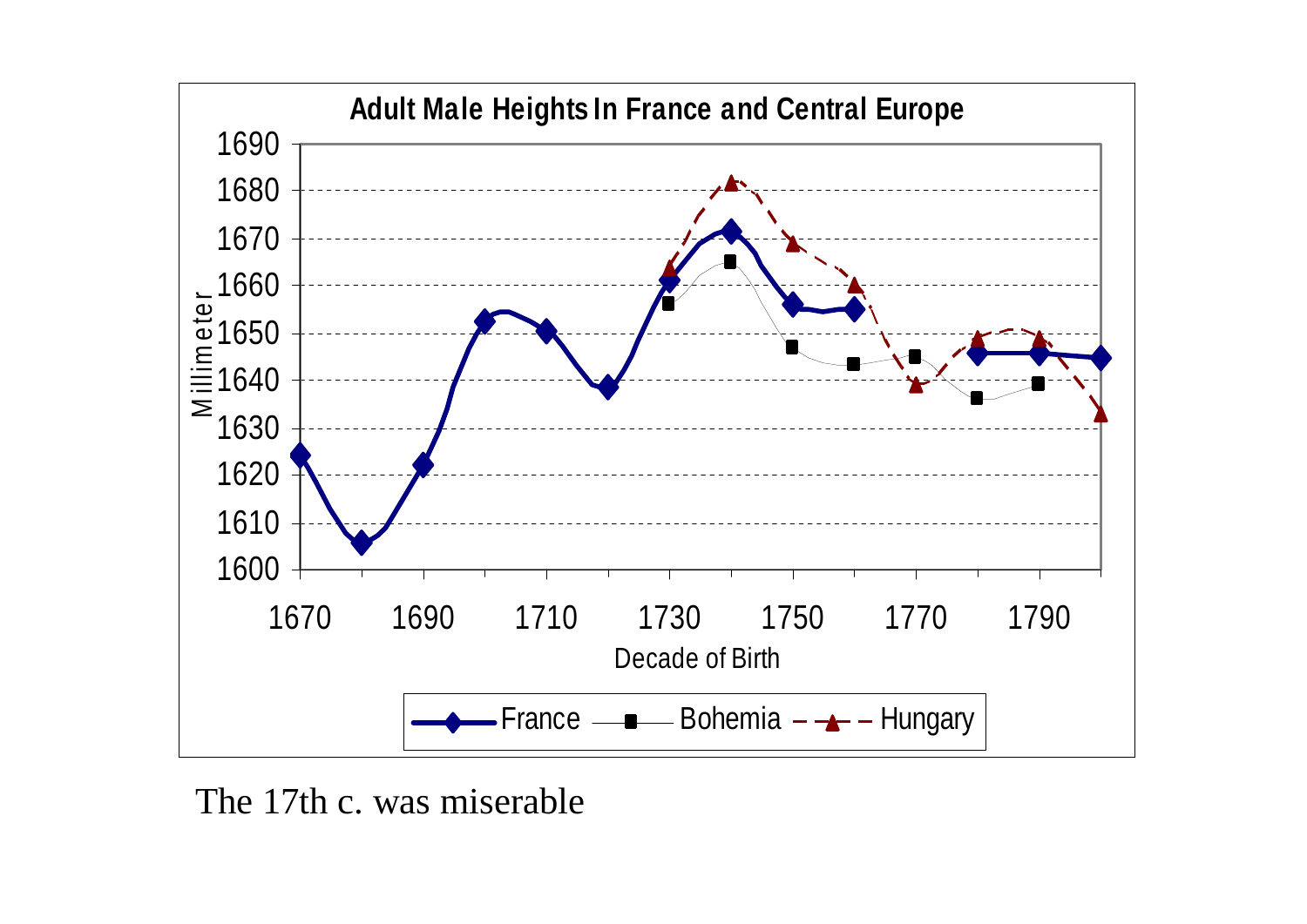**Adult Male Heights In France and Central Europe**

| Decade of Birth | France | Bohemia | Hungary |
|---|---|---|---|
| 1670 | 1624 | | |
| 1680 | 1606 | | |
| 1690 | 1622 | | |
| 1700 | 1652 | | |
| 1710 | 1650 | | |
| 1720 | 1638 | | |
| 1730 | 1661 | 1656 | 1664 |
| 1740 | 1671 | 1665 | 1682 |
| 1750 | 1656 | 1647 | 1669 |
| 1760 | 1655 | 1643 | 1660 |
| 1770 | | 1645 | 1639 |
| 1780 | 1646 | 1636 | 1649 |
| 1790 | 1646 | 1639 | 1649 |
| 1800 | 1645 | | 1633 |

The 17th c. was miserable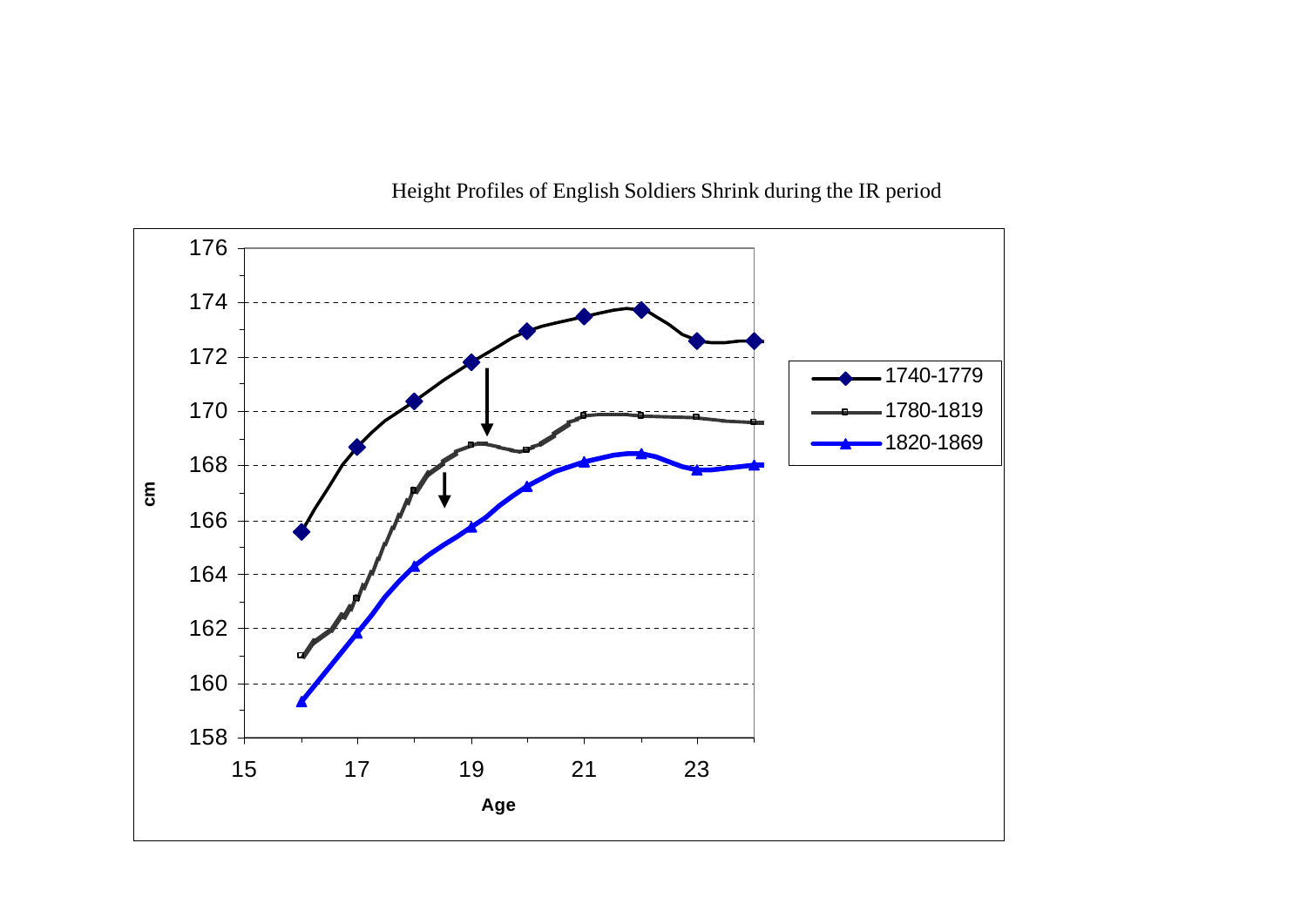Height Profiles of English Soldiers Shrink during the IR period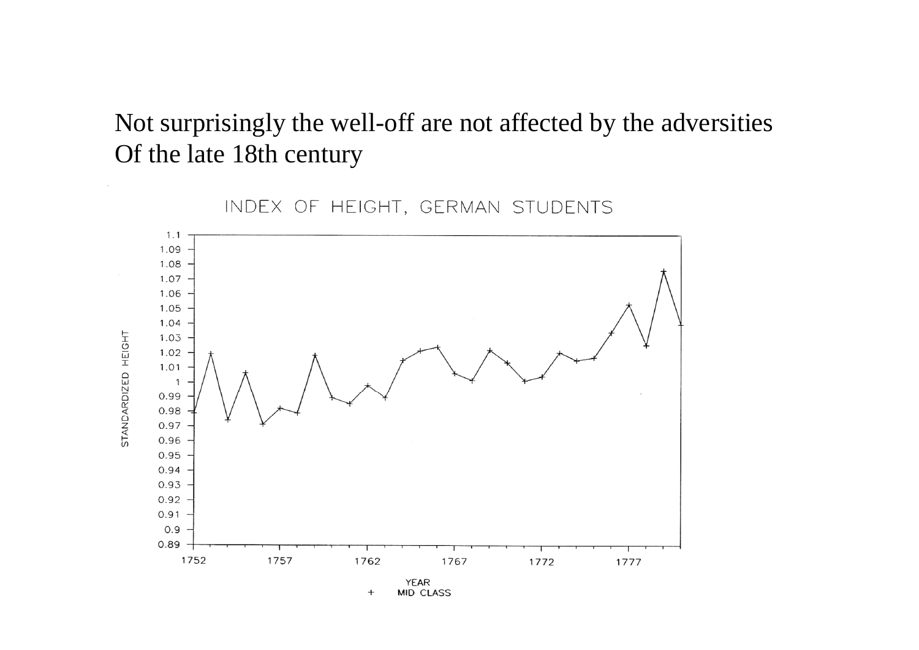Not surprisingly the well-off are not affected by the adversities
Of the late 18th century

INDEX OF HEIGHT, GERMAN STUDENTS

STANDARDIZED HEIGHT

YEAR

+ MID CLASS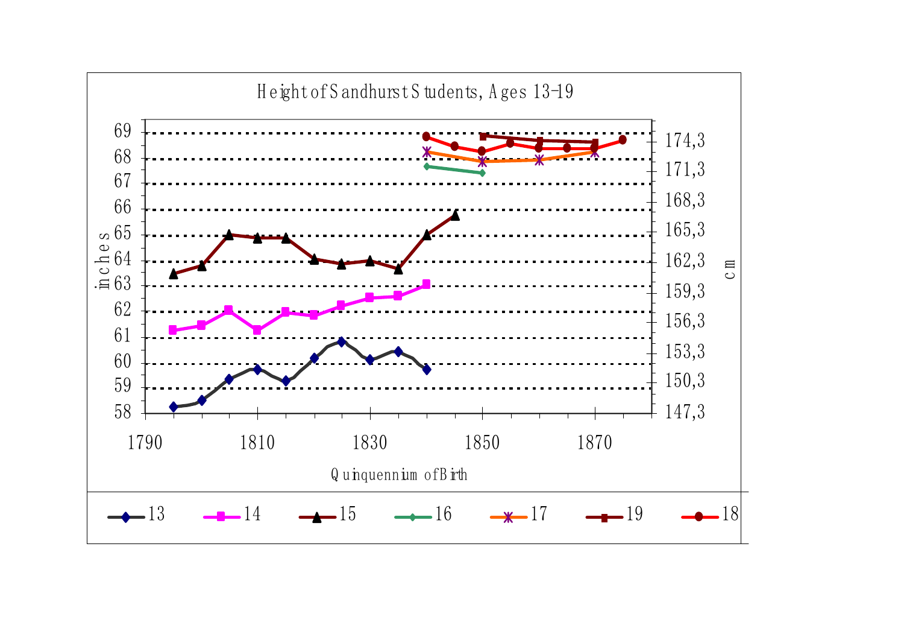Height of Sandhurst Students, Ages 13-19

inches

cm

Quinquennium of Birth

69
68
67
66
65
64
63
62
61
60
59
58

174,3
171,3
168,3
165,3
162,3
159,3
156,3
153,3
150,3
147,3

1790 1810 1830 1850 1870

13 14 15 16 17 19 18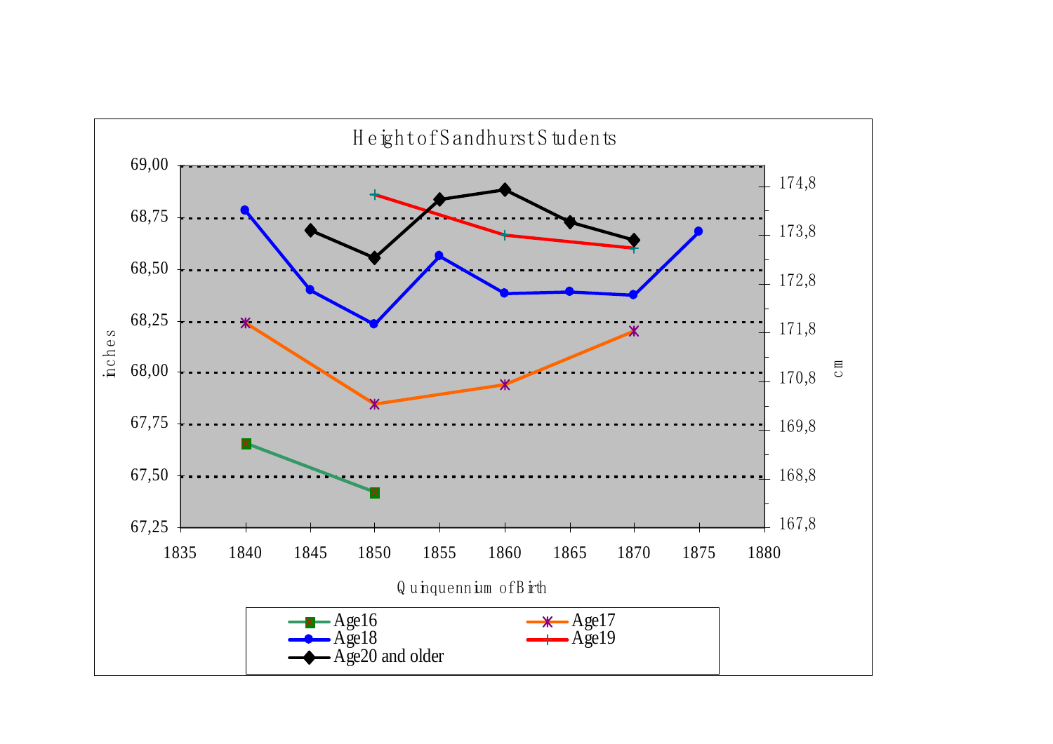Height of Sandhurst Students

inches | cm

| Quinquennium of Birth | Age16 | Age17 | Age18 | Age19 | Age20 and older |
|---|---|---|---|---|---|
| 1840 | 67,65 | 68,24 | 68,79 | | |
| 1845 | | | 68,40 | | 68,69 |
| 1850 | 67,42 | 67,85 | 68,24 | 68,86 | 68,56 |
| 1855 | | | 68,57 | | 68,84 |
| 1860 | | 67,94 | 68,38 | 68,67 | 68,88 |
| 1865 | | | 68,39 | | 68,73 |
| 1870 | | 68,20 | 68,38 | 68,60 | 68,64 |
| 1875 | | | 68,69 | | |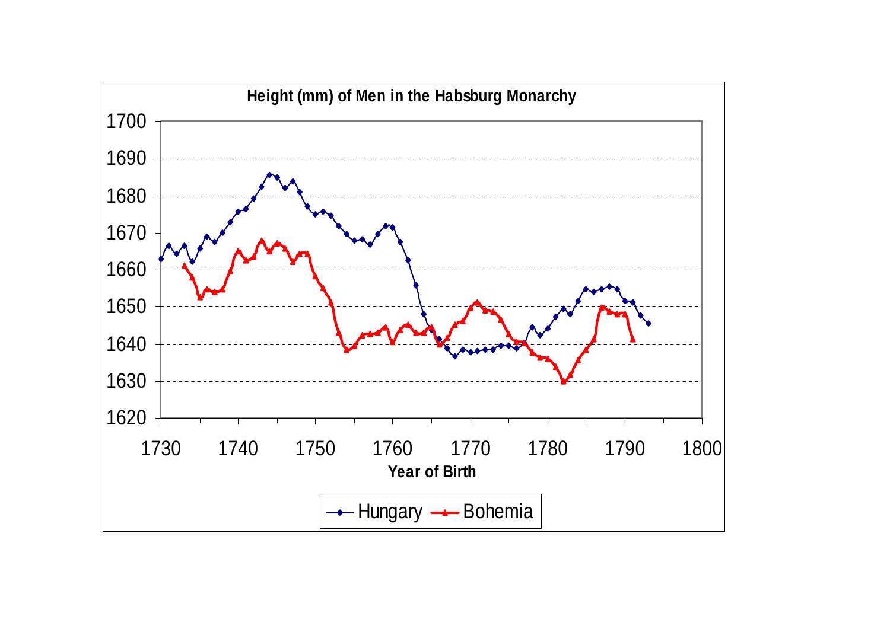**Height (mm) of Men in the Habsburg Monarchy**

Year of Birth

Hungary — Bohemia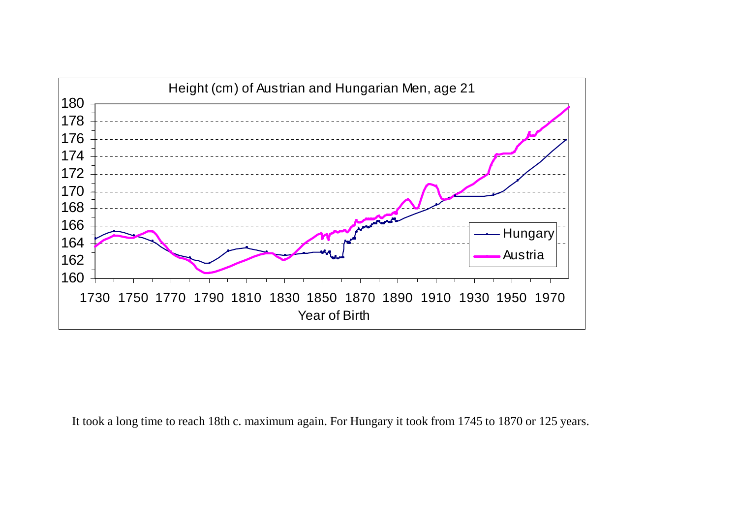Height (cm) of Austrian and Hungarian Men, age 21

It took a long time to reach 18th c. maximum again. For Hungary it took from 1745 to 1870 or 125 years.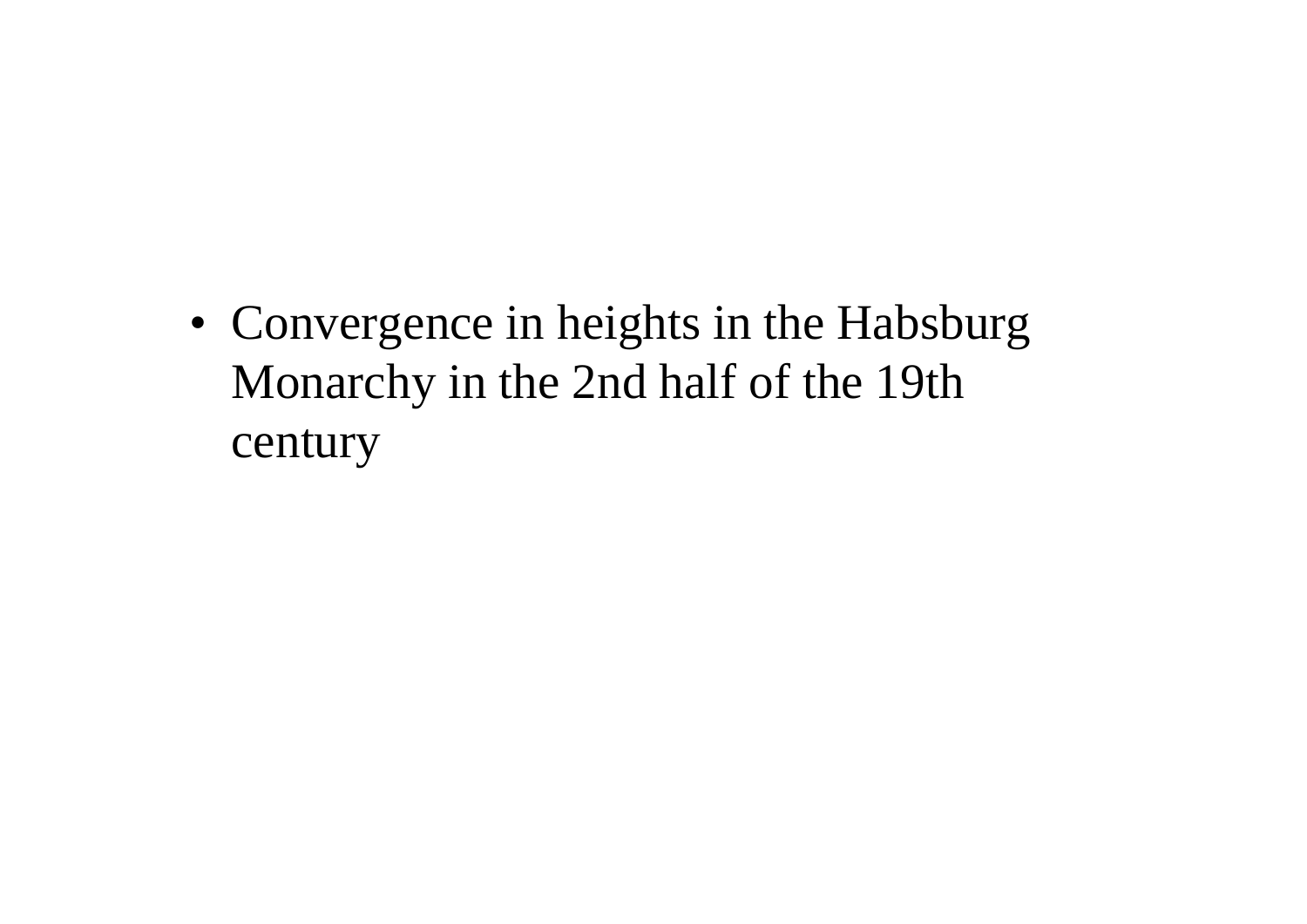- Convergence in heights in the Habsburg Monarchy in the 2nd half of the 19th century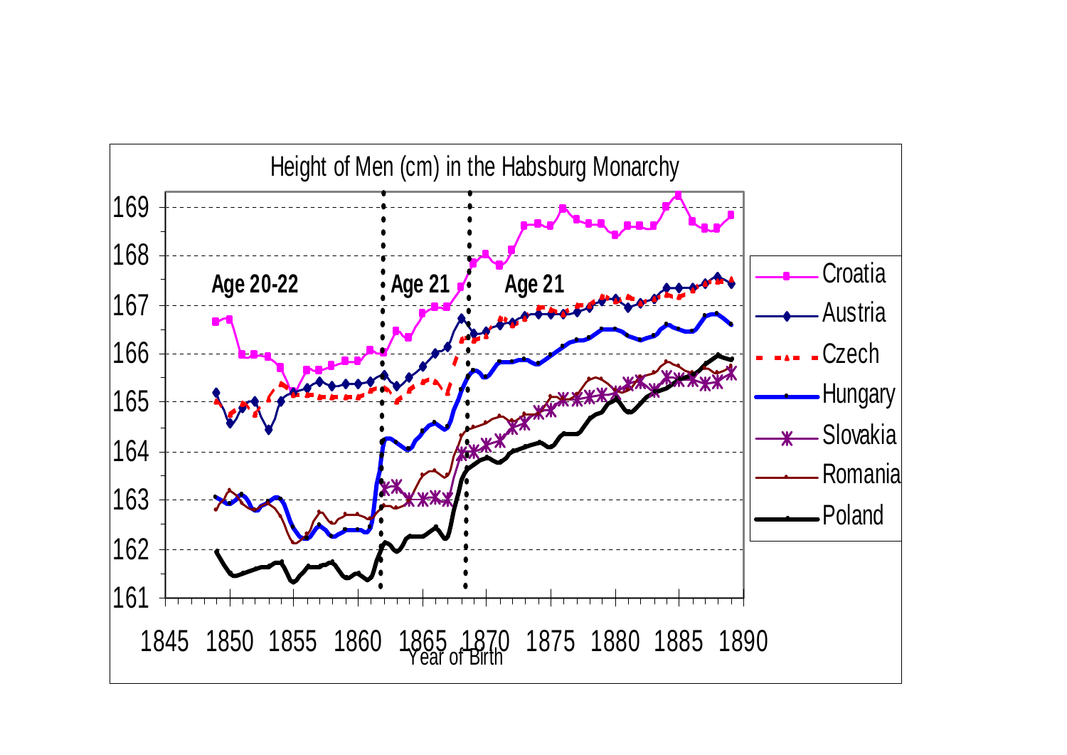Height of Men (cm) in the Habsburg Monarchy

Age 20-22 | Age 21 | Age 21

Croatia, Austria, Czech, Hungary, Slovakia, Romania, Poland

Vertical axis: 161, 162, 163, 164, 165, 166, 167, 168, 169

Year of Birth: 1845, 1850, 1855, 1860, 1865, 1870, 1875, 1880, 1885, 1890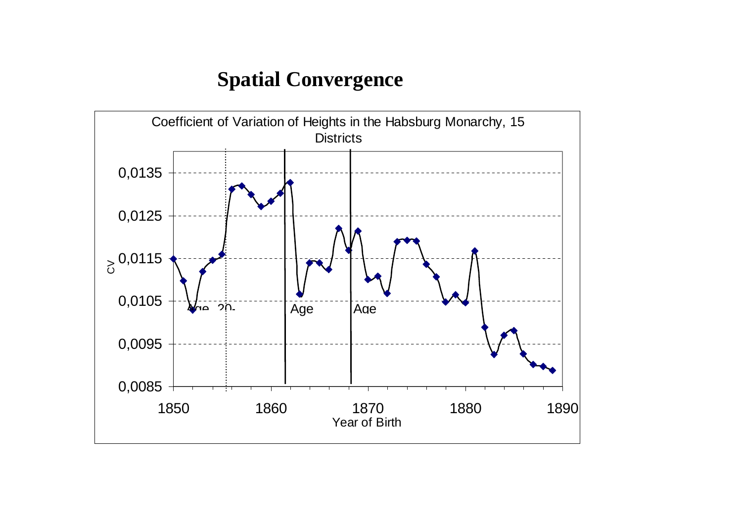# Spatial Convergence

Coefficient of Variation of Heights in the Habsburg Monarchy, 15 Districts

CV

0,0135
0,0125
0,0115
0,0105
0,0095
0,0085

1850 1860 1870 1880 1890

Year of Birth

Age 20- Age Age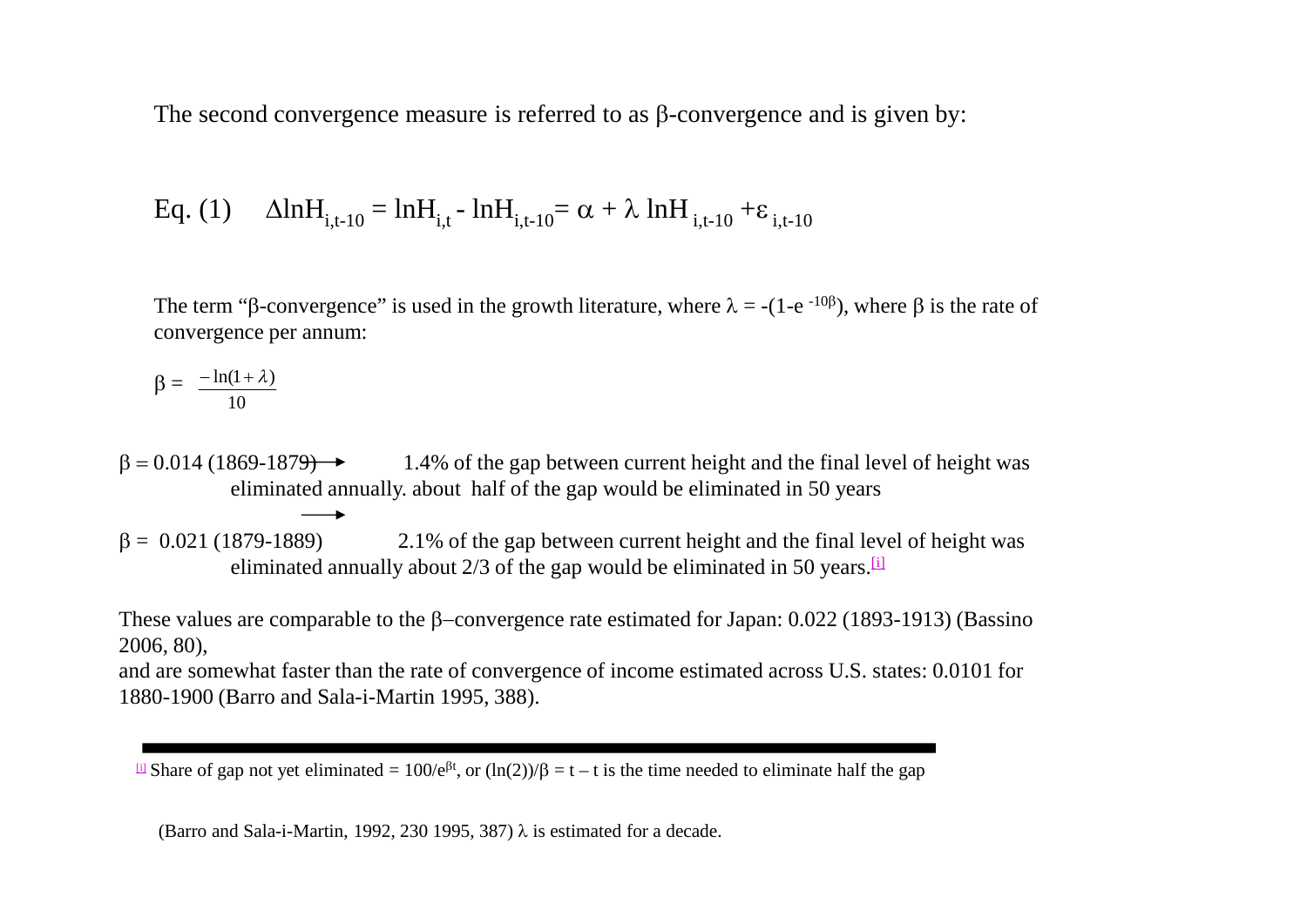The second convergence measure is referred to as β-convergence and is given by:

Eq. (1) $\Delta \ln H_{i,t-10} = \ln H_{i,t} - \ln H_{i,t-10} = \alpha + \lambda \ln H_{i,t-10} + \varepsilon_{i,t-10}$

The term "β-convergence" is used in the growth literature, where $\lambda = -(1-e^{-10\beta})$, where β is the rate of convergence per annum:

$$\beta = \frac{-\ln(1+\lambda)}{10}$$

$\beta = 0.014$ (1869-1879) → 1.4% of the gap between current height and the final level of height was eliminated annually. about half of the gap would be eliminated in 50 years

$\beta = 0.021$ (1879-1889) → 2.1% of the gap between current height and the final level of height was eliminated annually about 2/3 of the gap would be eliminated in 50 years.[i]

These values are comparable to the β–convergence rate estimated for Japan: 0.022 (1893-1913) (Bassino 2006, 80),
and are somewhat faster than the rate of convergence of income estimated across U.S. states: 0.0101 for 1880-1900 (Barro and Sala-i-Martin 1995, 388).

---

[i] Share of gap not yet eliminated = $100/e^{\beta t}$, or $(\ln(2))/\beta = t - t$ is the time needed to eliminate half the gap

(Barro and Sala-i-Martin, 1992, 230 1995, 387) λ is estimated for a decade.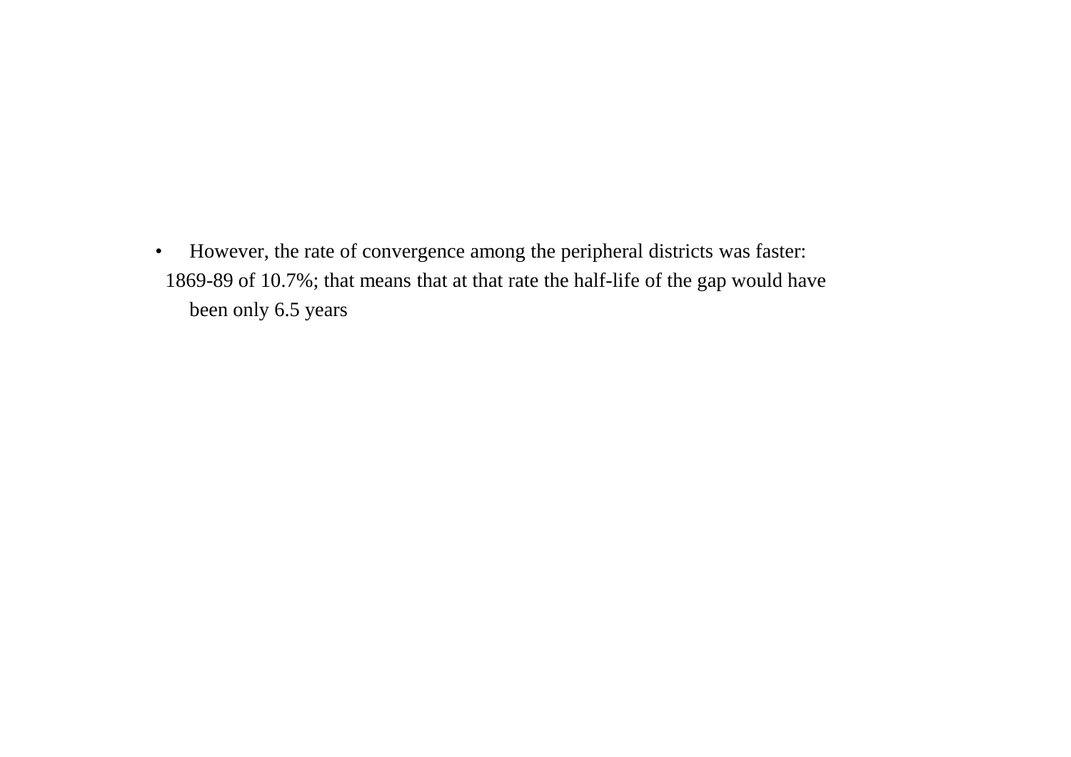- However, the rate of convergence among the peripheral districts was faster: 1869-89 of 10.7%; that means that at that rate the half-life of the gap would have been only 6.5 years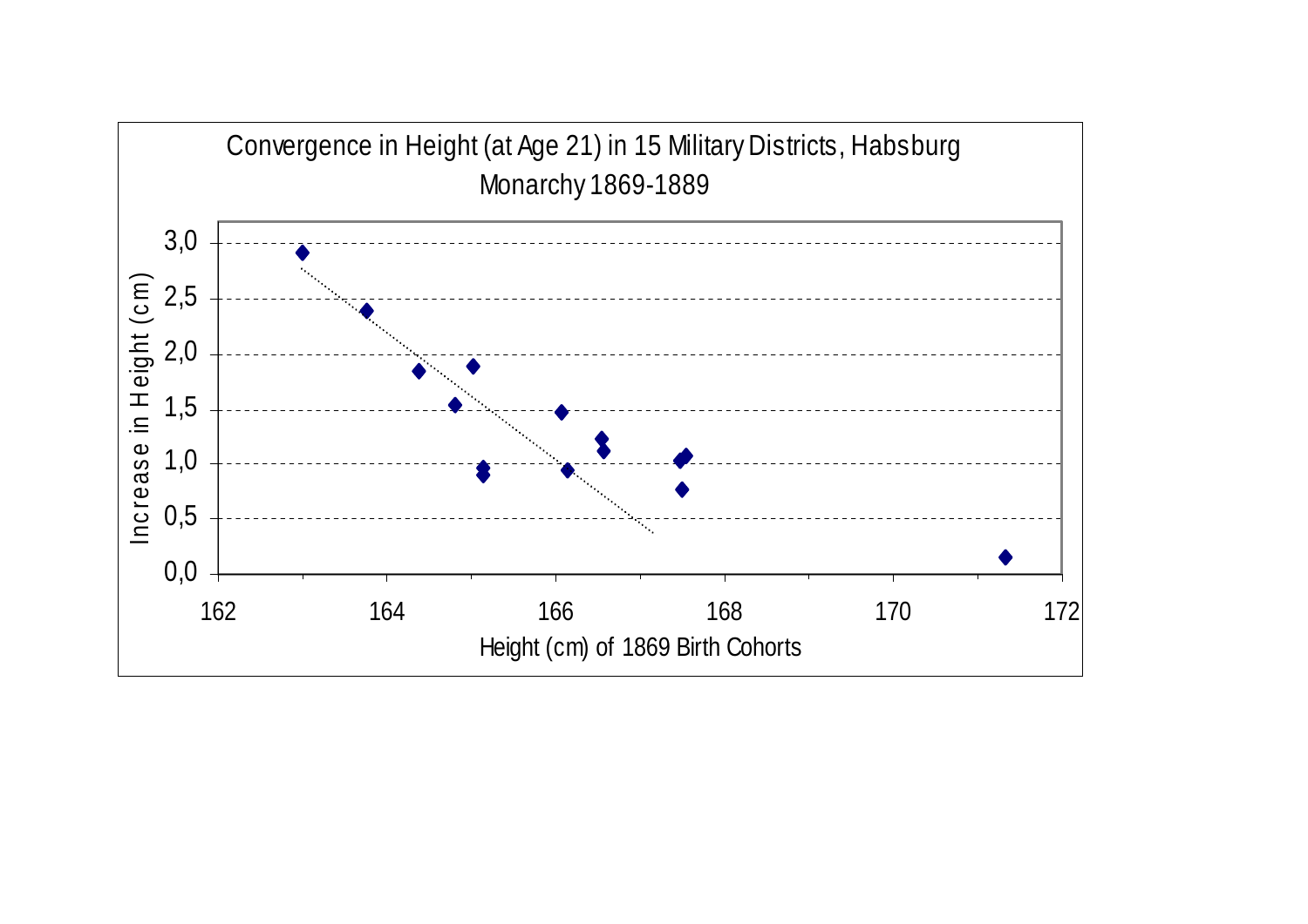Convergence in Height (at Age 21) in 15 Military Districts, Habsburg Monarchy 1869-1889

Increase in Height (cm)

3,0
2,5
2,0
1,5
1,0
0,5
0,0

162 164 166 168 170 172

Height (cm) of 1869 Birth Cohorts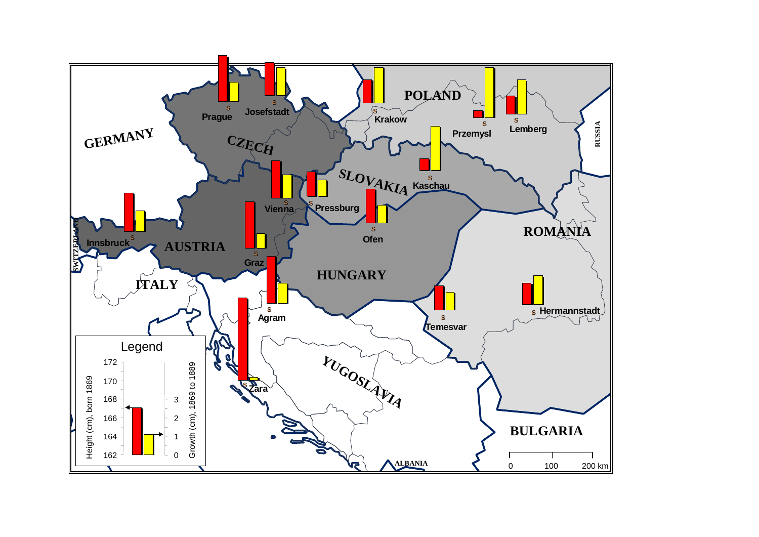POLAND

GERMANY

CZECH

SLOVAKIA

AUSTRIA

HUNGARY

ROMANIA

ITALY

YUGOSLAVIA

BULGARIA

ALBANIA

RUSSIA

SWITZERLAND

Prague

Josefstadt

Krakow

Przemysl

Lemberg

Kaschau

Vienna

Pressburg

Ofen

Innsbruck

Graz

Agram

Temesvar

Hermannstadt

Zara

Legend

Height (cm), born 1869: 162, 164, 166, 168, 170, 172

Growth (cm), 1869 to 1889: 0, 1, 2, 3

0 100 200 km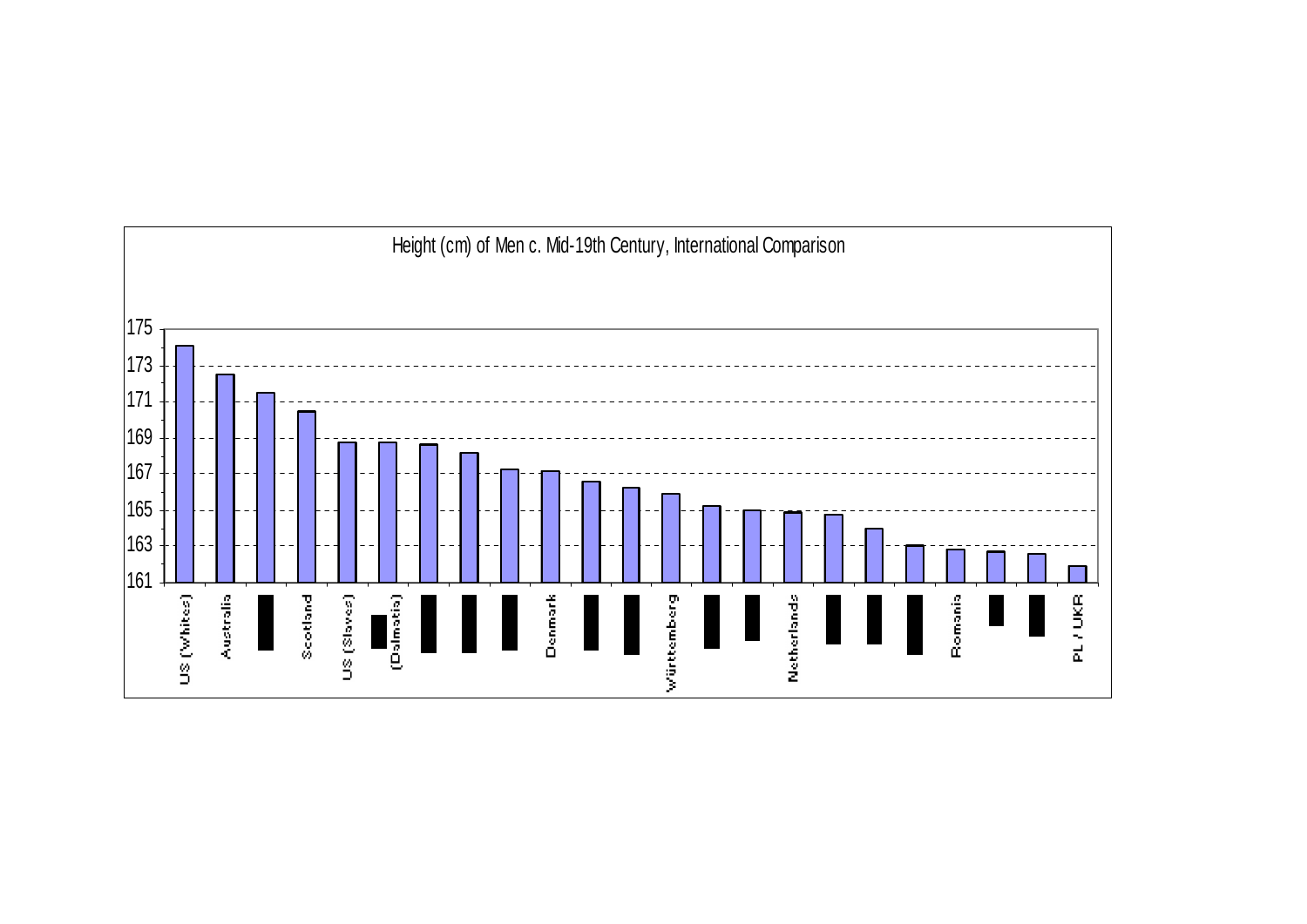Height (cm) of Men c. Mid-19th Century, International Comparison

| Country | Height (cm) |
| --- | --- |
| US (Whites) | 174.1 |
| Australia | 172.5 |
| ▇ | 171.5 |
| Scotland | 170.5 |
| US (Slaves) | 168.8 |
| ▇ (Dalmatia) | 168.8 |
| ▇ | 168.7 |
| ▇ | 168.2 |
| ▇ | 167.3 |
| Denmark | 167.2 |
| ▇ | 166.6 |
| ▇ | 166.3 |
| Württemberg | 165.9 |
| ▇ | 165.3 |
| ▇ | 165.0 |
| Netherlands | 164.9 |
| ▇ | 164.8 |
| ▇ | 164.0 |
| ▇ | 163.1 |
| Romania | 162.8 |
| ▇ | 162.7 |
| ▇ | 162.6 |
| PL / UKR | 161.9 |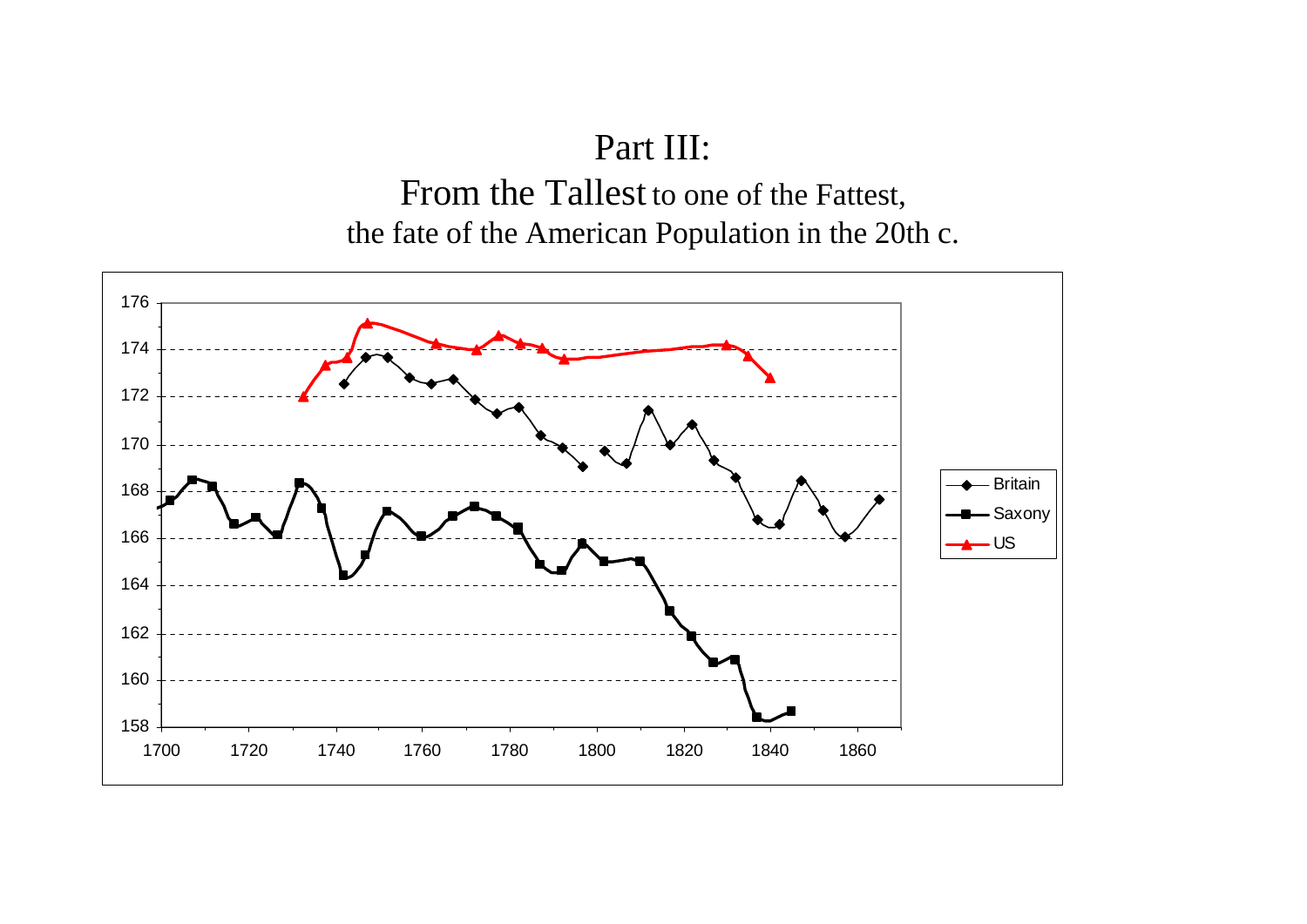# Part III:

## From the Tallest to one of the Fattest, the fate of the American Population in the 20th c.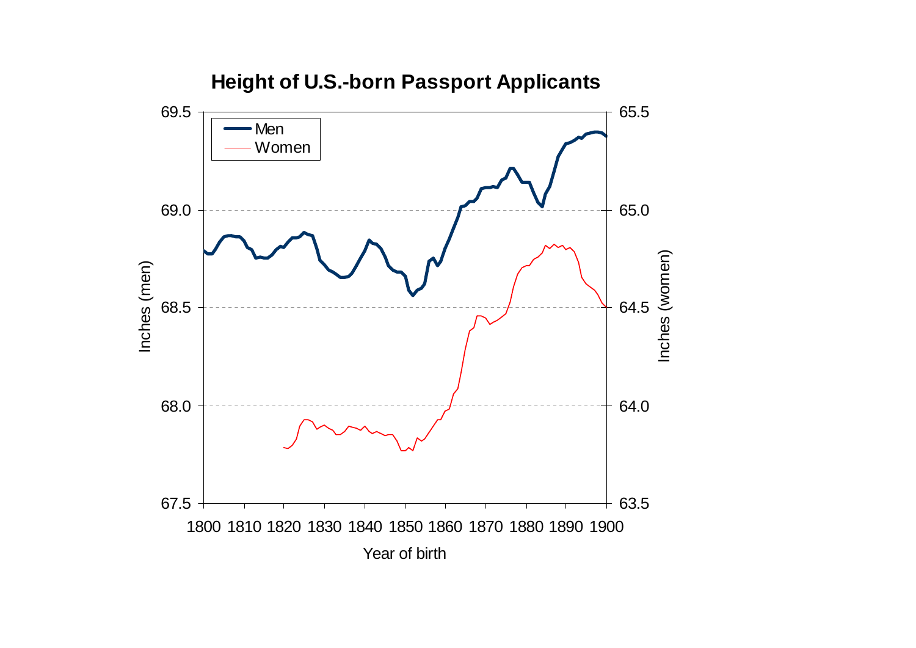## Height of U.S.-born Passport Applicants

Men

Women

Inches (men)

Inches (women)

Year of birth

69.5
69.0
68.5
68.0
67.5

65.5
65.0
64.5
64.0
63.5

1800 1810 1820 1830 1840 1850 1860 1870 1880 1890 1900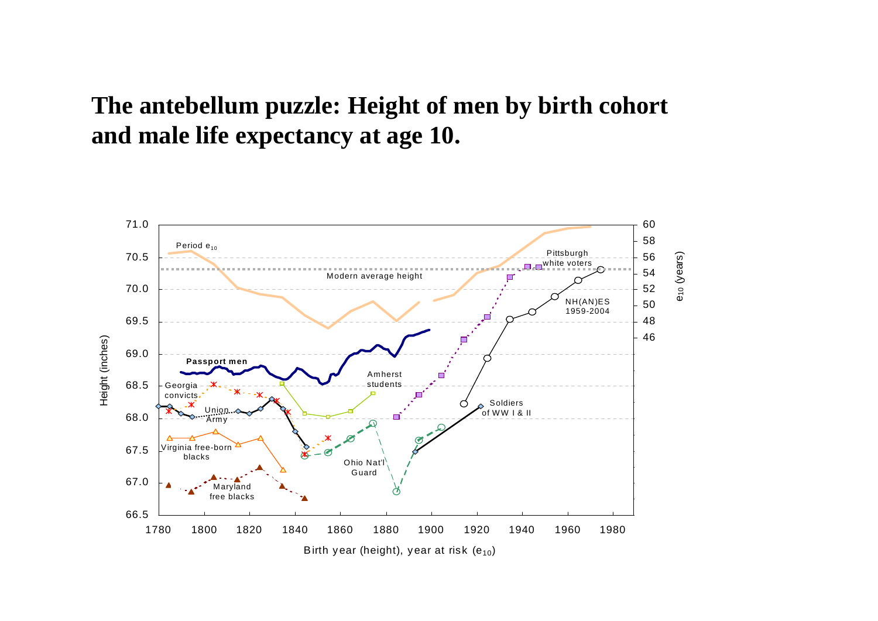# The antebellum puzzle: Height of men by birth cohort and male life expectancy at age 10.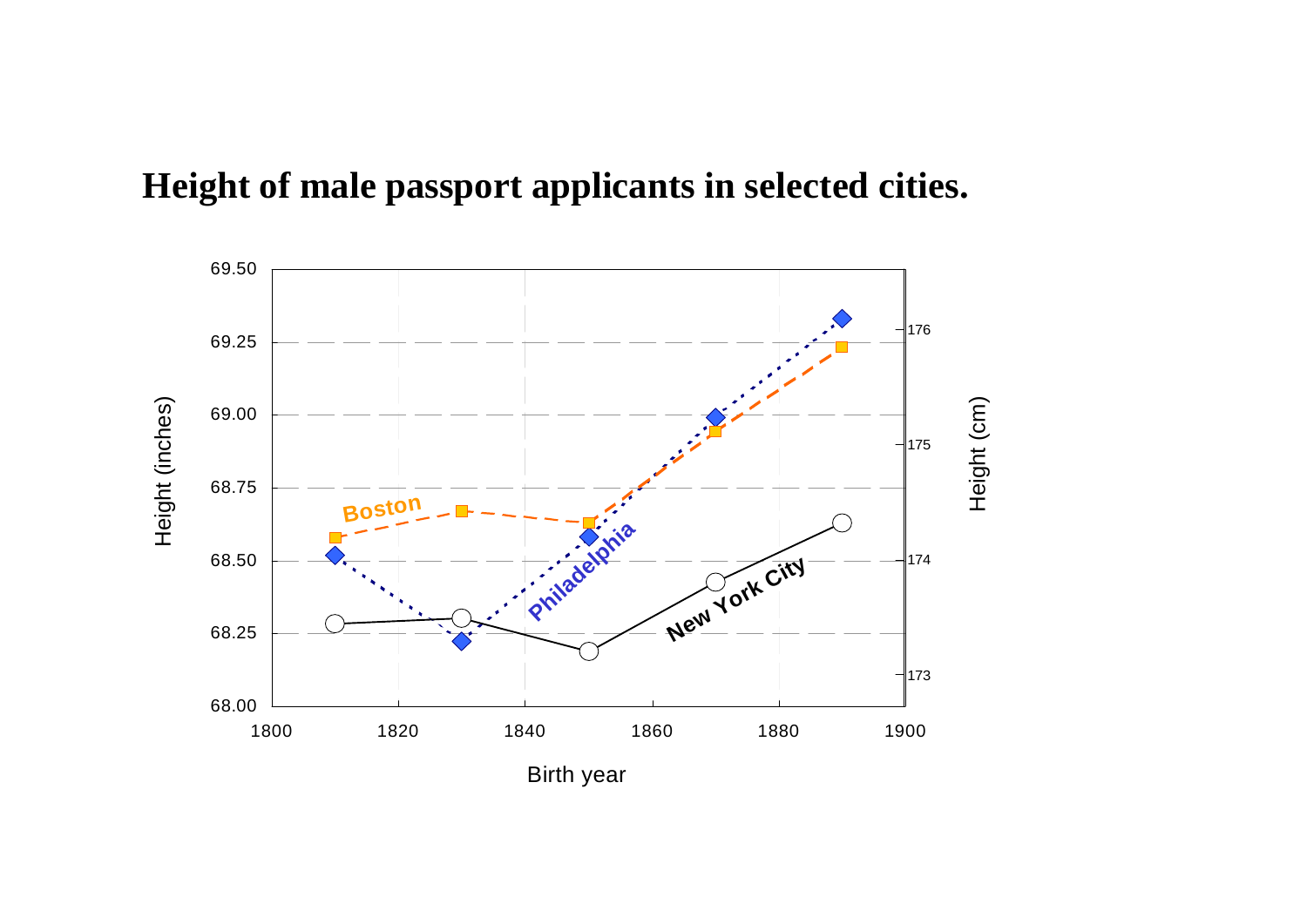# Height of male passport applicants in selected cities.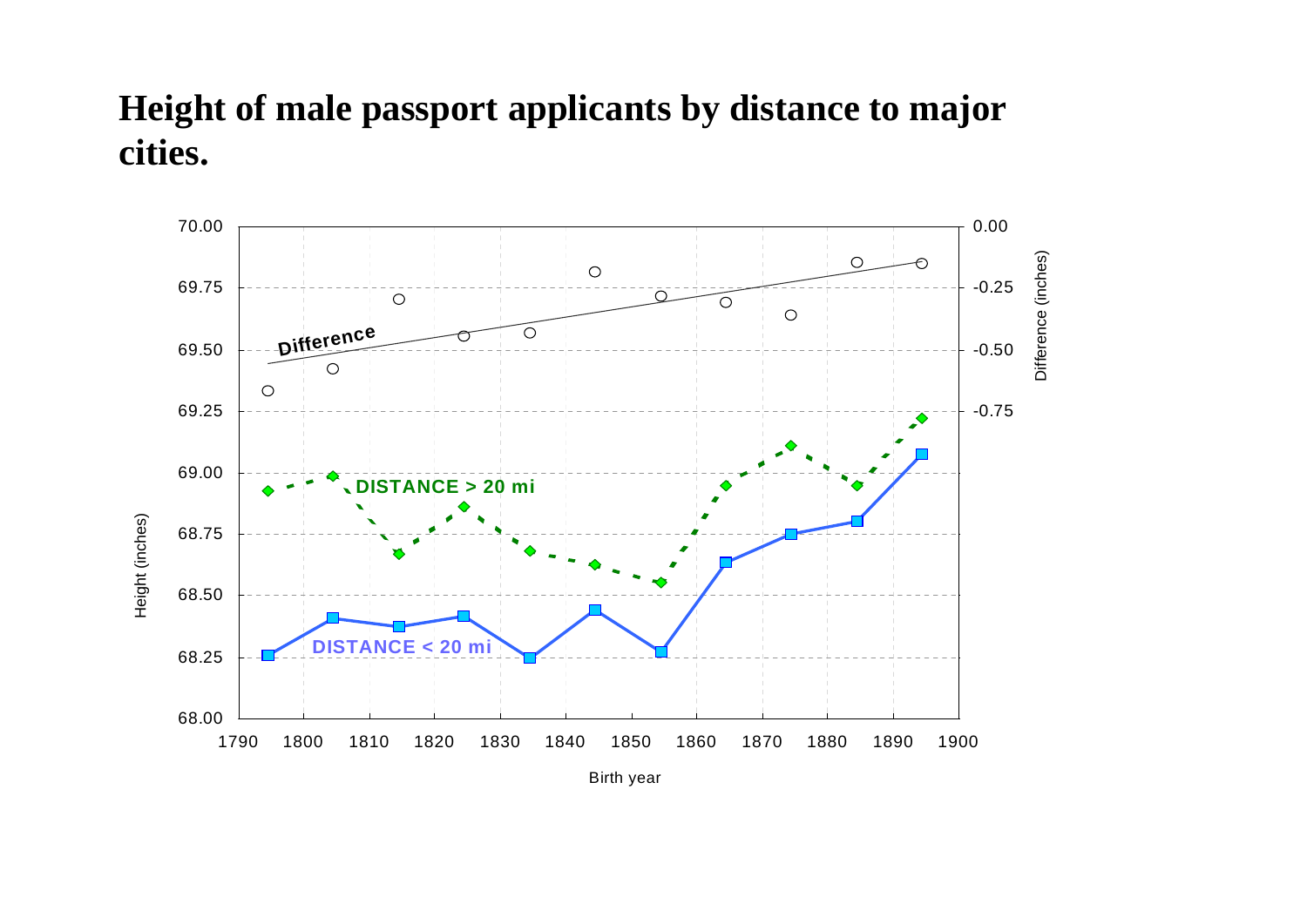# Height of male passport applicants by distance to major cities.

Height (inches)

Difference (inches)

Birth year

Difference

DISTANCE > 20 mi

DISTANCE < 20 mi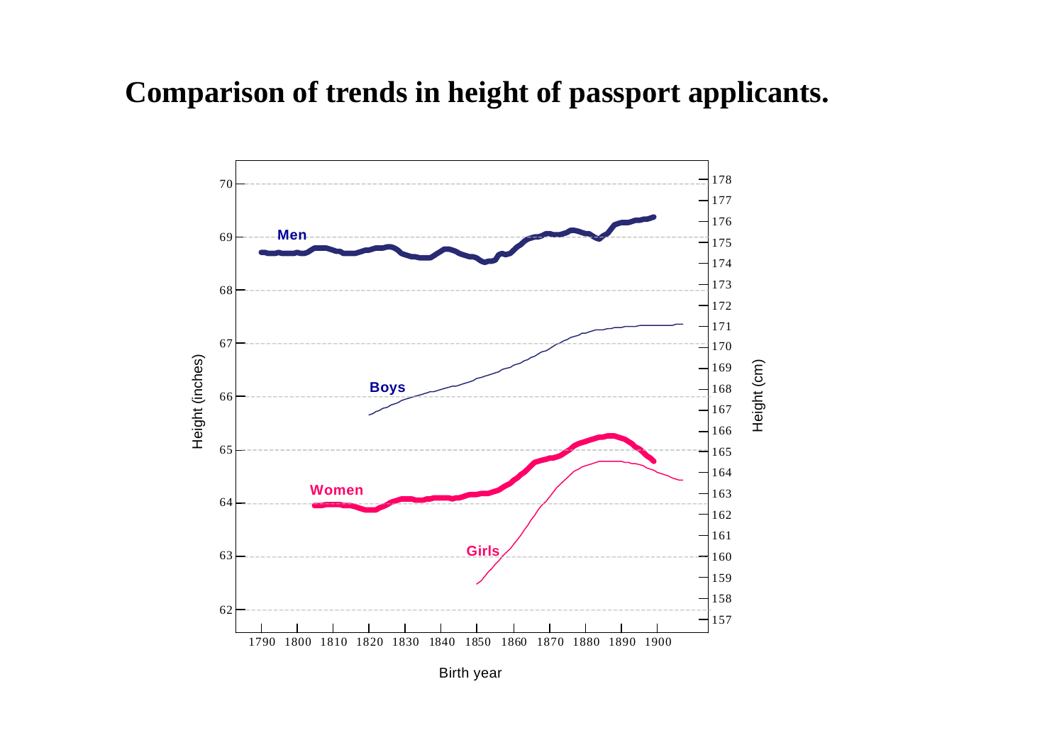# Comparison of trends in height of passport applicants.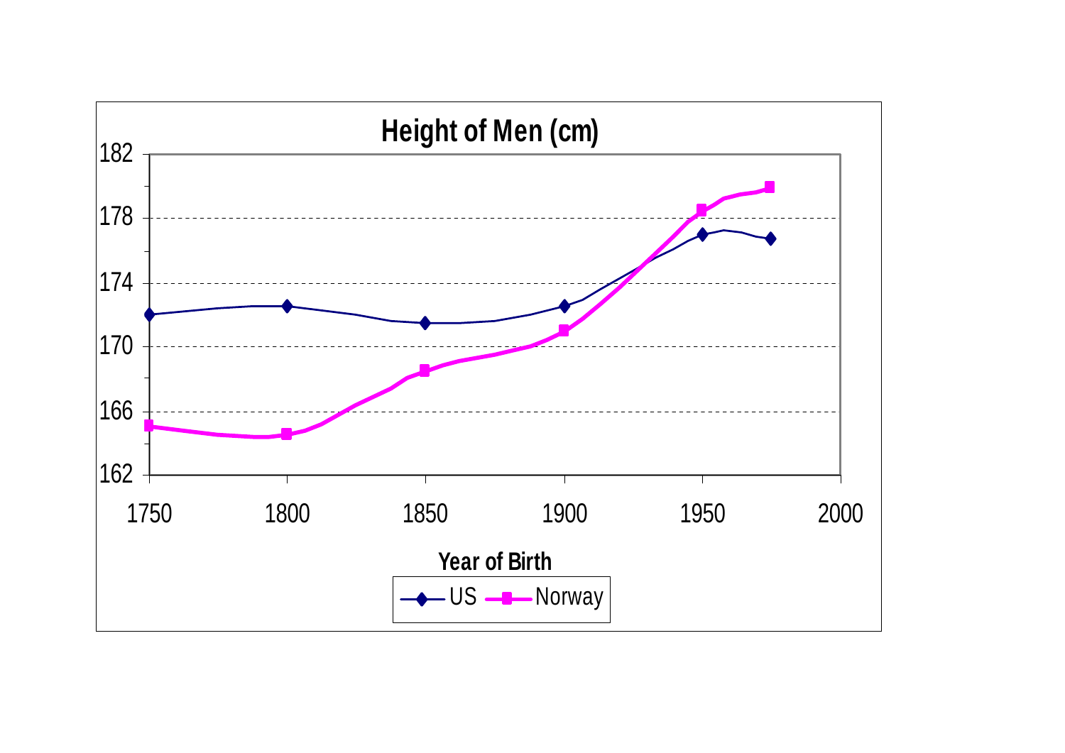**Height of Men (cm)**

182
178
174
170
166
162

1750 1800 1850 1900 1950 2000

**Year of Birth**

US Norway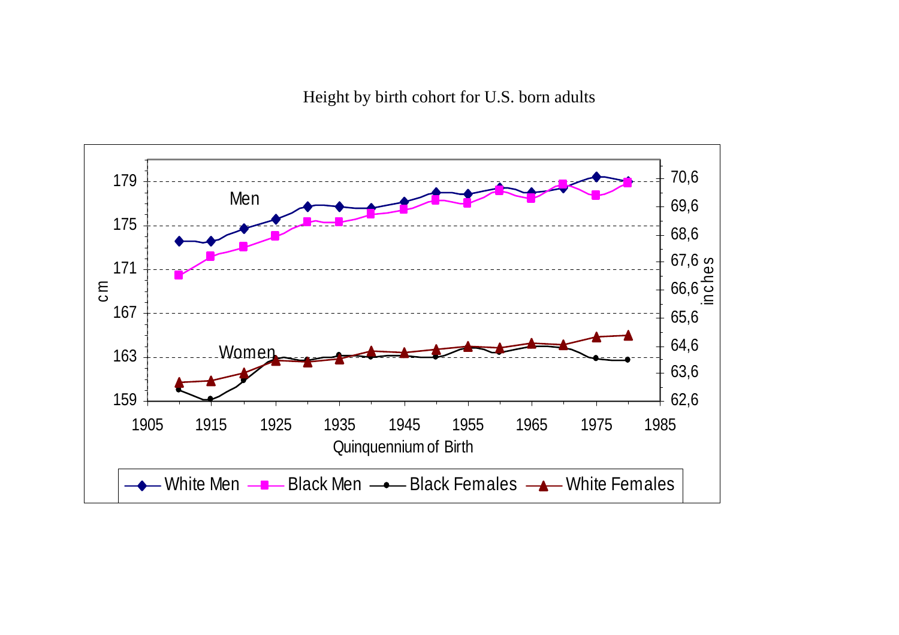Height by birth cohort for U.S. born adults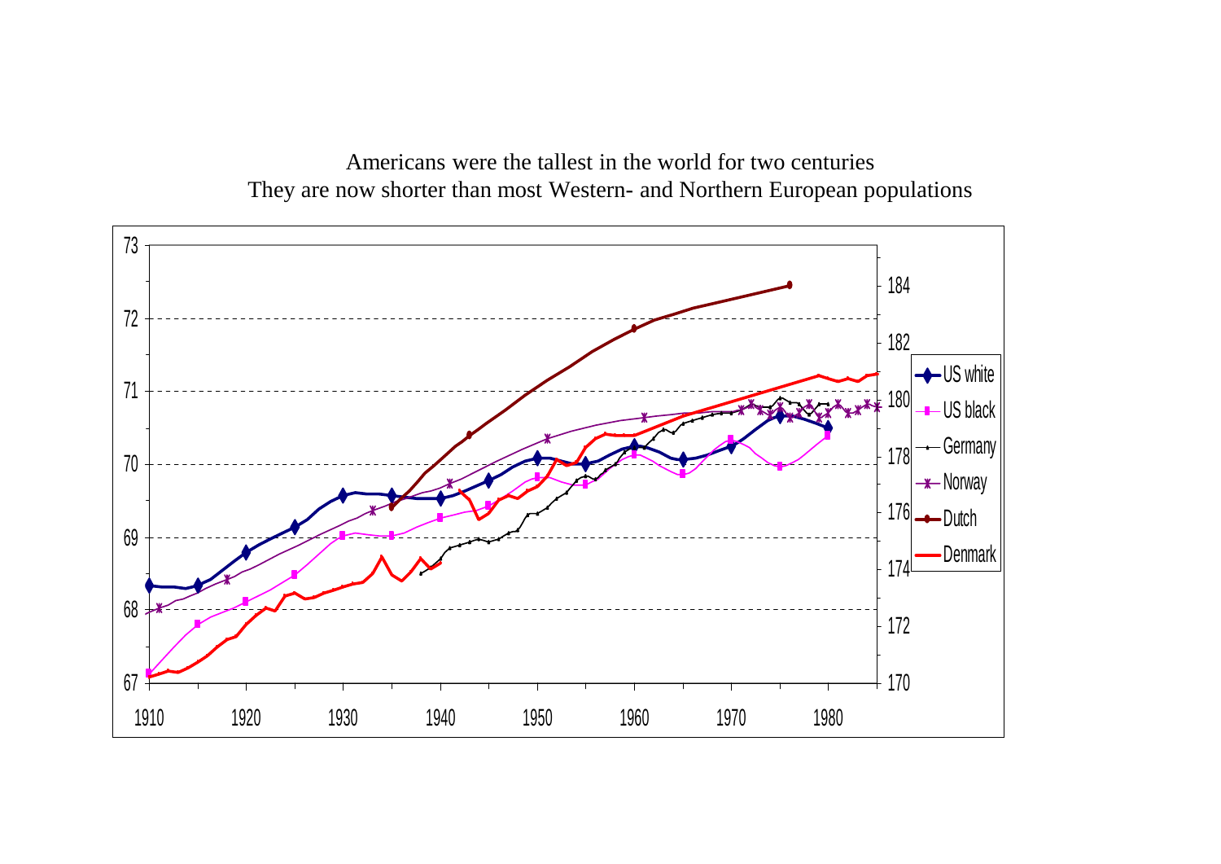Americans were the tallest in the world for two centuries
They are now shorter than most Western- and Northern European populations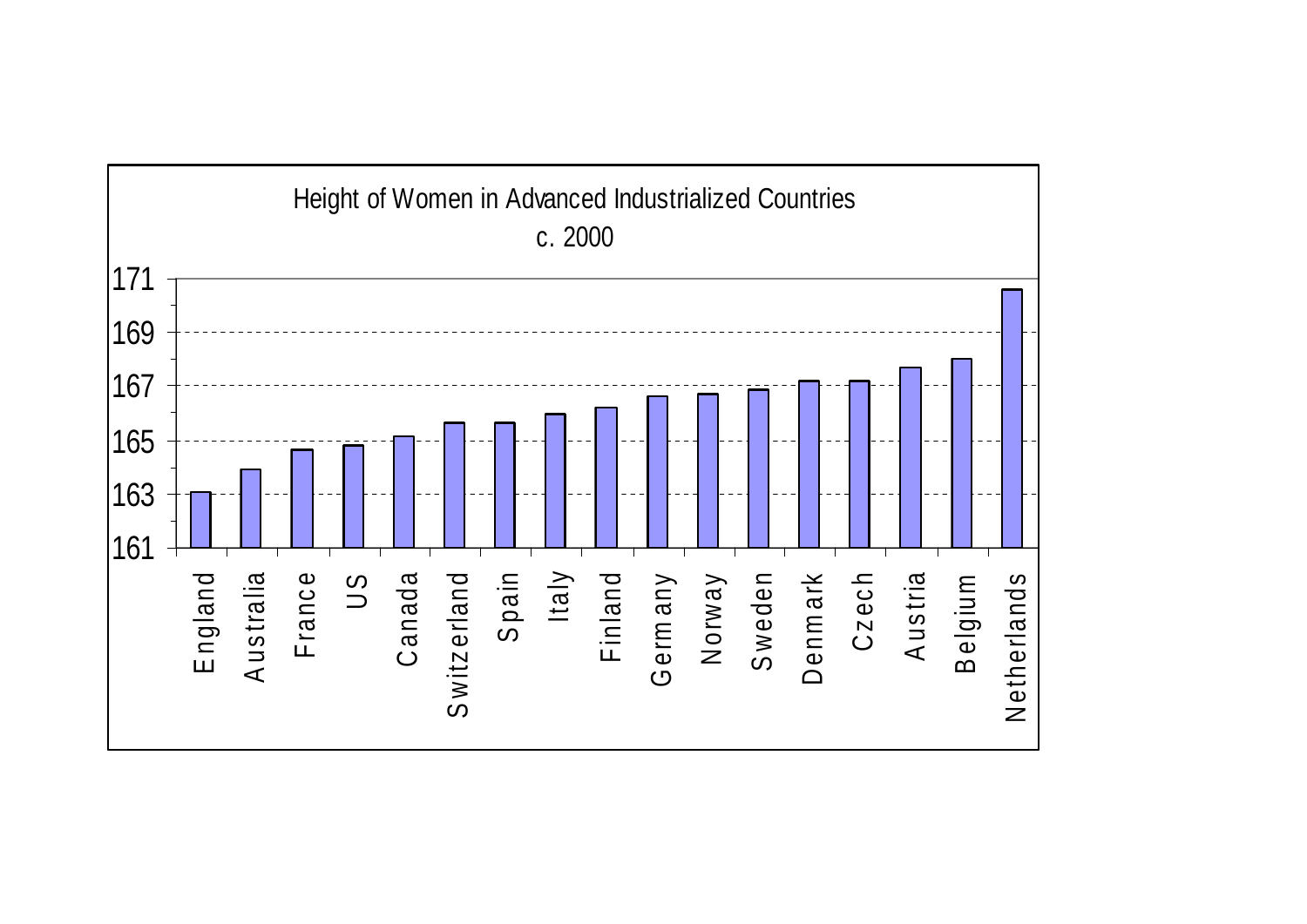Height of Women in Advanced Industrialized Countries

c. 2000

| Country | Height |
|---|---|
| England | 163.1 |
| Australia | 163.9 |
| France | 164.7 |
| US | 164.8 |
| Canada | 165.2 |
| Switzerland | 165.7 |
| Spain | 165.7 |
| Italy | 166.0 |
| Finland | 166.2 |
| Germany | 166.6 |
| Norway | 166.7 |
| Sweden | 166.9 |
| Denmark | 167.2 |
| Czech | 167.2 |
| Austria | 167.7 |
| Belgium | 168.0 |
| Netherlands | 170.6 |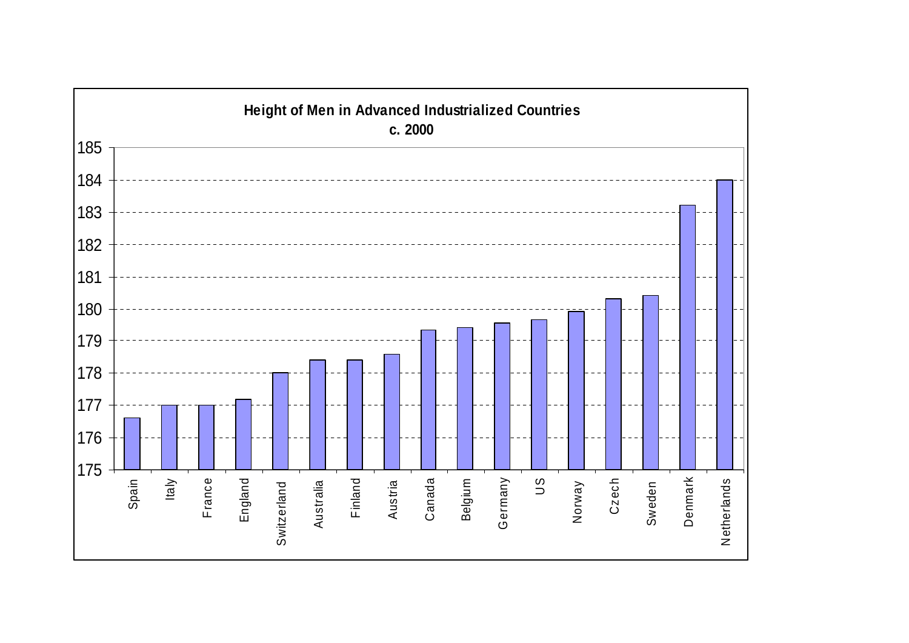**Height of Men in Advanced Industrialized Countries**

**c. 2000**

| Country | Height |
|---|---|
| Spain | 176.6 |
| Italy | 177 |
| France | 177 |
| England | 177.2 |
| Switzerland | 178 |
| Australia | 178.4 |
| Finland | 178.4 |
| Austria | 178.6 |
| Canada | 179.3 |
| Belgium | 179.4 |
| Germany | 179.6 |
| US | 179.7 |
| Norway | 179.9 |
| Czech | 180.3 |
| Sweden | 180.4 |
| Denmark | 183.2 |
| Netherlands | 184 |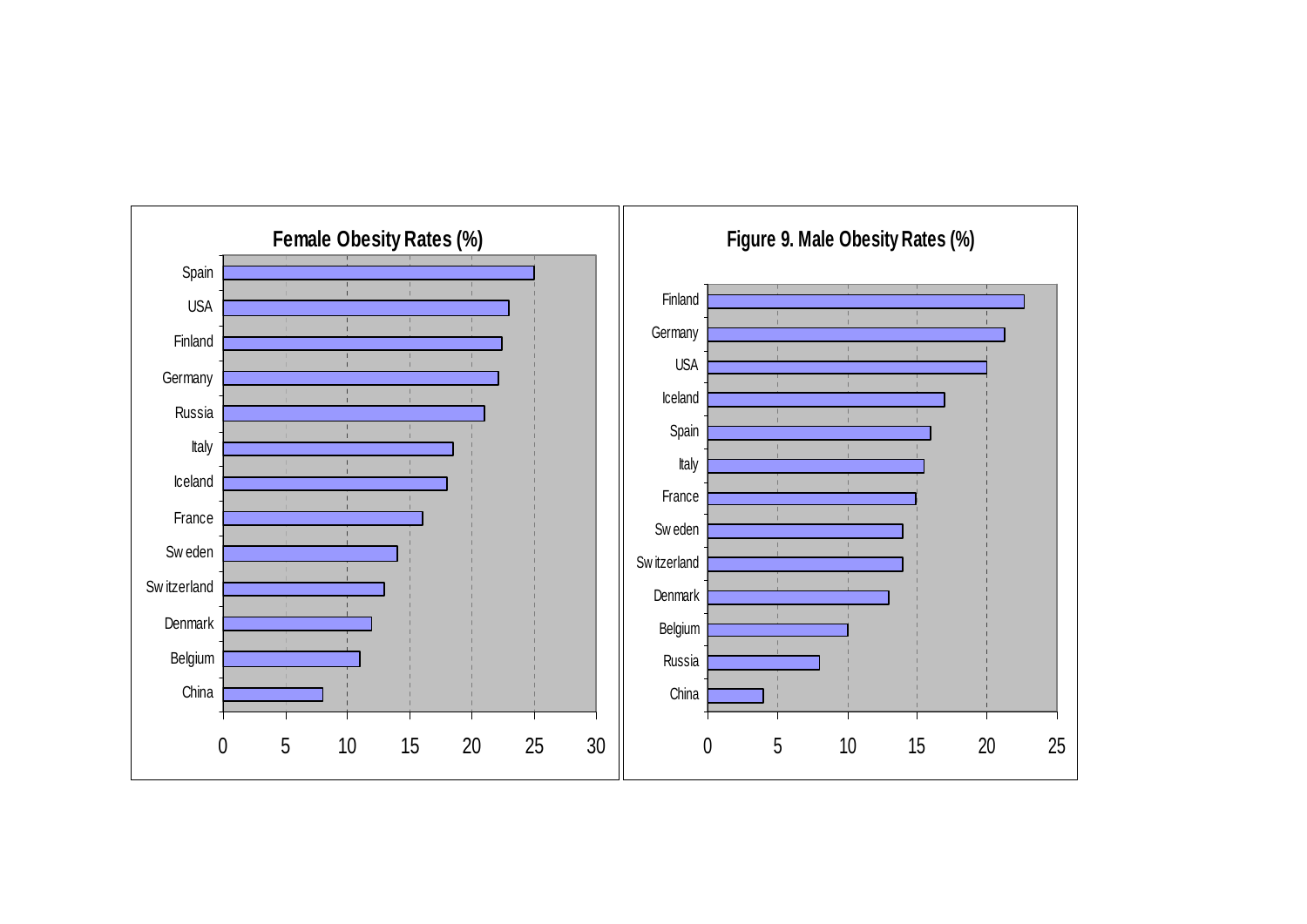**Female Obesity Rates (%)**

Spain
USA
Finland
Germany
Russia
Italy
Iceland
France
Sweden
Switzerland
Denmark
Belgium
China

0 5 10 15 20 25 30

**Figure 9. Male Obesity Rates (%)**

Finland
Germany
USA
Iceland
Spain
Italy
France
Sweden
Switzerland
Denmark
Belgium
Russia
China

0 5 10 15 20 25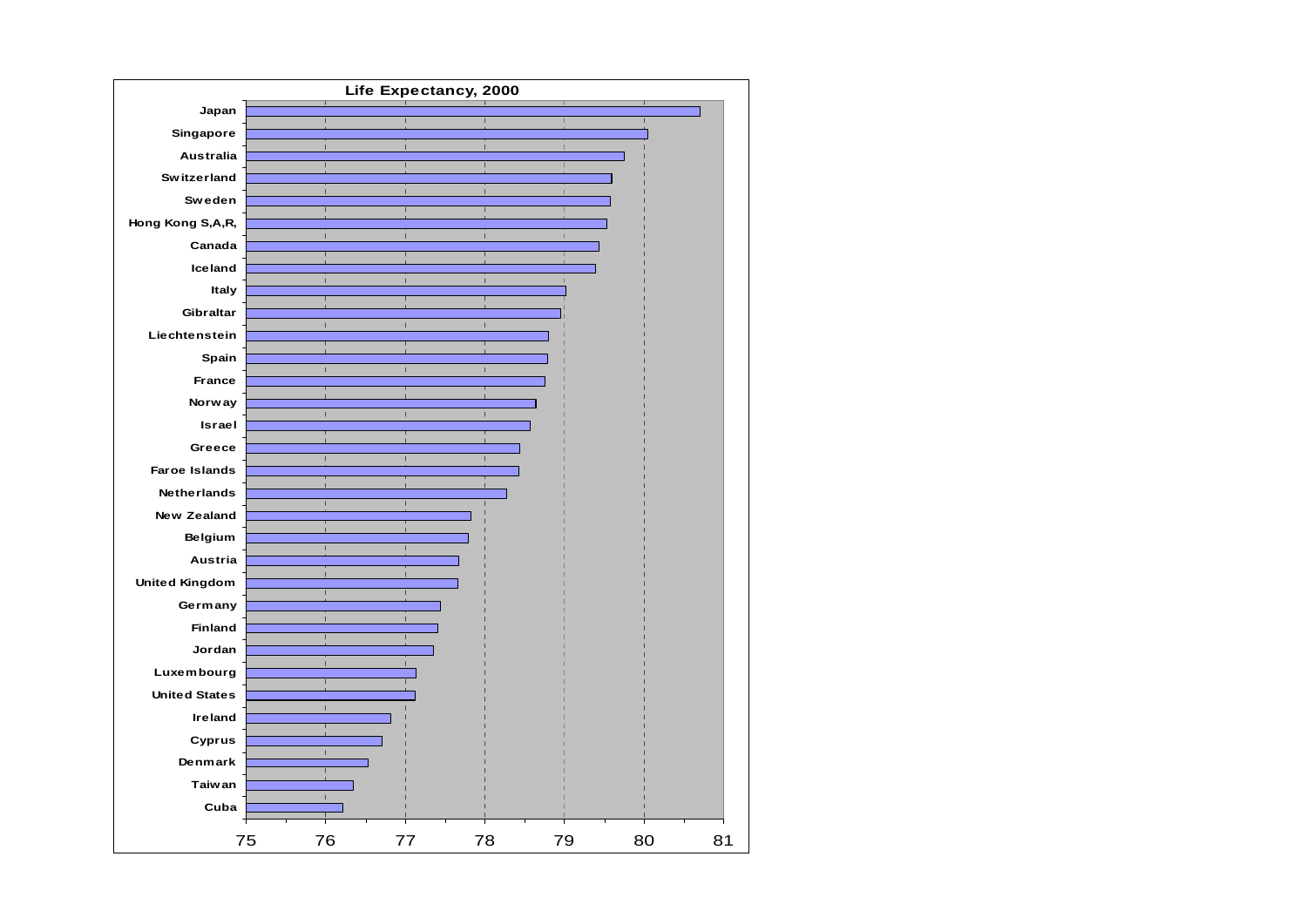**Life Expectancy, 2000**

| Country | Life Expectancy (approx.) |
|---|---|
| Japan | 80.7 |
| Singapore | 80.05 |
| Australia | 79.75 |
| Switzerland | 79.6 |
| Sweden | 79.58 |
| Hong Kong S,A,R, | 79.53 |
| Canada | 79.44 |
| Iceland | 79.4 |
| Italy | 79.03 |
| Gibraltar | 78.96 |
| Liechtenstein | 78.8 |
| Spain | 78.79 |
| France | 78.76 |
| Norway | 78.64 |
| Israel | 78.57 |
| Greece | 78.44 |
| Faroe Islands | 78.43 |
| Netherlands | 78.28 |
| New Zealand | 77.82 |
| Belgium | 77.8 |
| Austria | 77.67 |
| United Kingdom | 77.66 |
| Germany | 77.44 |
| Finland | 77.41 |
| Jordan | 77.35 |
| Luxembourg | 77.14 |
| United States | 77.12 |
| Ireland | 76.82 |
| Cyprus | 76.71 |
| Denmark | 76.53 |
| Taiwan | 76.35 |
| Cuba | 76.22 |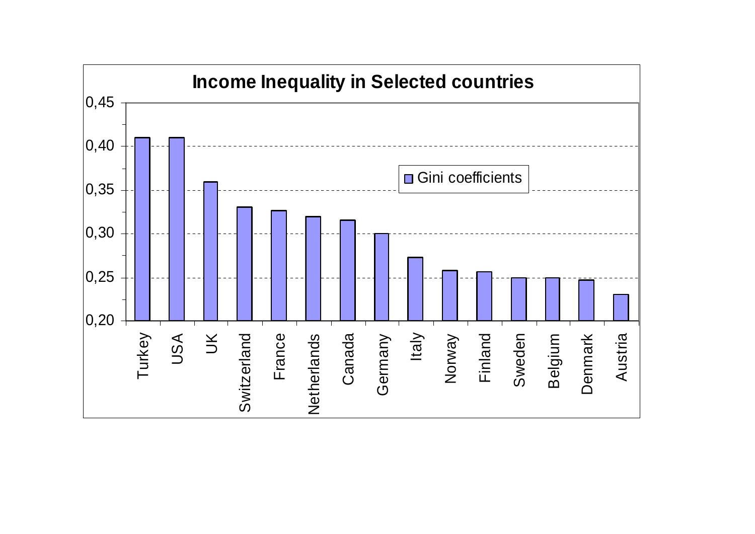Income Inequality in Selected countries

0,45
0,40
0,35
0,30
0,25
0,20

Gini coefficients

Turkey
USA
UK
Switzerland
France
Netherlands
Canada
Germany
Italy
Norway
Finland
Sweden
Belgium
Denmark
Austria